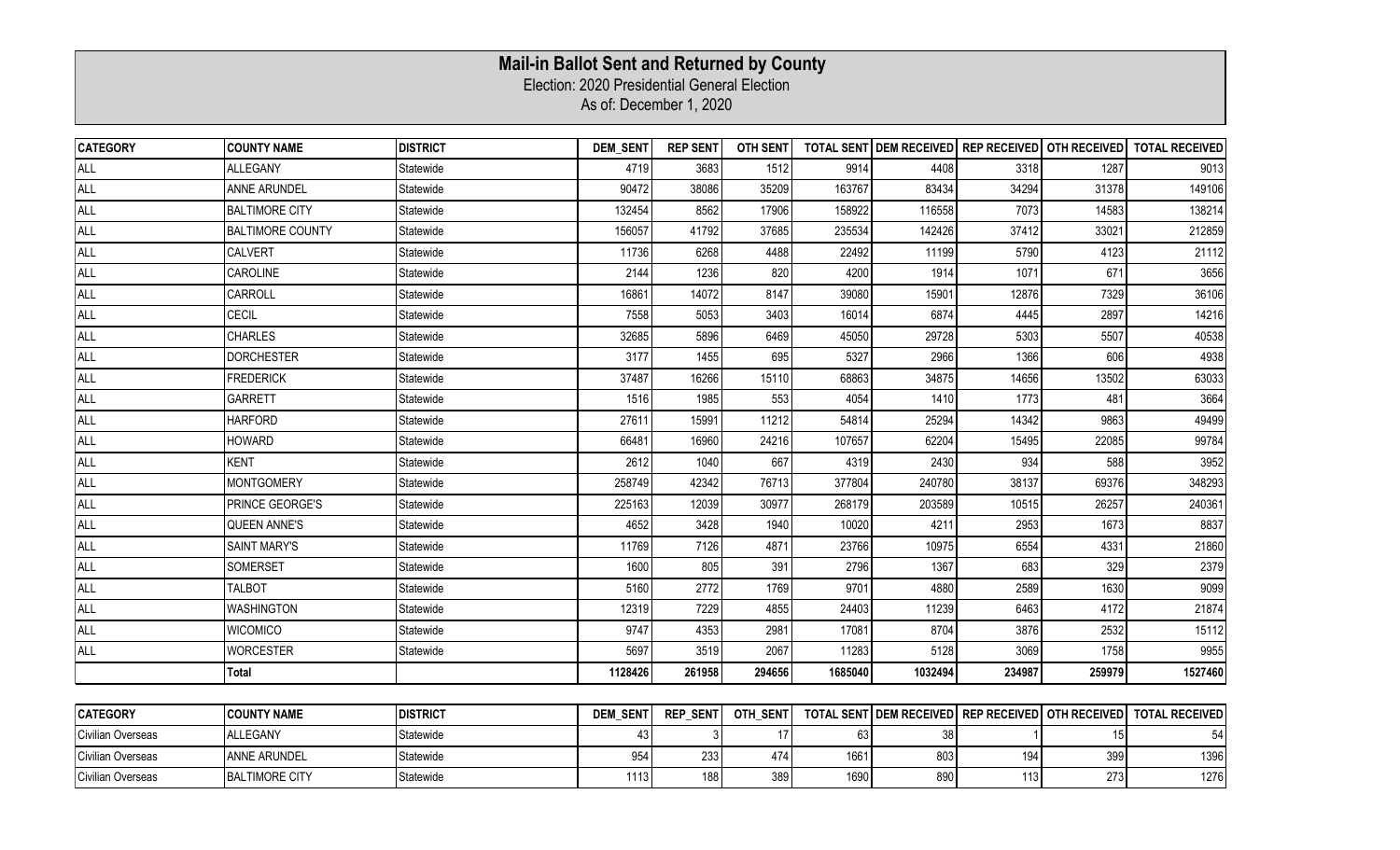# Mail-in Ballot Sent and Returned by County

Election: 2020 Presidential General Election

As of: December 1, 2020

| CATEGORY | COUNTY NAME | DISTRICT | DEM_SENT | REP SENT | OTH SENT | TOTAL SENT | DEM RECEIVED | REP RECEIVED | OTH RECEIVED | TOTAL RECEIVED |
|---|---|---|---|---|---|---|---|---|---|---|
| ALL | ALLEGANY | Statewide | 4719 | 3683 | 1512 | 9914 | 4408 | 3318 | 1287 | 9013 |
| ALL | ANNE ARUNDEL | Statewide | 90472 | 38086 | 35209 | 163767 | 83434 | 34294 | 31378 | 149106 |
| ALL | BALTIMORE CITY | Statewide | 132454 | 8562 | 17906 | 158922 | 116558 | 7073 | 14583 | 138214 |
| ALL | BALTIMORE COUNTY | Statewide | 156057 | 41792 | 37685 | 235534 | 142426 | 37412 | 33021 | 212859 |
| ALL | CALVERT | Statewide | 11736 | 6268 | 4488 | 22492 | 11199 | 5790 | 4123 | 21112 |
| ALL | CAROLINE | Statewide | 2144 | 1236 | 820 | 4200 | 1914 | 1071 | 671 | 3656 |
| ALL | CARROLL | Statewide | 16861 | 14072 | 8147 | 39080 | 15901 | 12876 | 7329 | 36106 |
| ALL | CECIL | Statewide | 7558 | 5053 | 3403 | 16014 | 6874 | 4445 | 2897 | 14216 |
| ALL | CHARLES | Statewide | 32685 | 5896 | 6469 | 45050 | 29728 | 5303 | 5507 | 40538 |
| ALL | DORCHESTER | Statewide | 3177 | 1455 | 695 | 5327 | 2966 | 1366 | 606 | 4938 |
| ALL | FREDERICK | Statewide | 37487 | 16266 | 15110 | 68863 | 34875 | 14656 | 13502 | 63033 |
| ALL | GARRETT | Statewide | 1516 | 1985 | 553 | 4054 | 1410 | 1773 | 481 | 3664 |
| ALL | HARFORD | Statewide | 27611 | 15991 | 11212 | 54814 | 25294 | 14342 | 9863 | 49499 |
| ALL | HOWARD | Statewide | 66481 | 16960 | 24216 | 107657 | 62204 | 15495 | 22085 | 99784 |
| ALL | KENT | Statewide | 2612 | 1040 | 667 | 4319 | 2430 | 934 | 588 | 3952 |
| ALL | MONTGOMERY | Statewide | 258749 | 42342 | 76713 | 377804 | 240780 | 38137 | 69376 | 348293 |
| ALL | PRINCE GEORGE'S | Statewide | 225163 | 12039 | 30977 | 268179 | 203589 | 10515 | 26257 | 240361 |
| ALL | QUEEN ANNE'S | Statewide | 4652 | 3428 | 1940 | 10020 | 4211 | 2953 | 1673 | 8837 |
| ALL | SAINT MARY'S | Statewide | 11769 | 7126 | 4871 | 23766 | 10975 | 6554 | 4331 | 21860 |
| ALL | SOMERSET | Statewide | 1600 | 805 | 391 | 2796 | 1367 | 683 | 329 | 2379 |
| ALL | TALBOT | Statewide | 5160 | 2772 | 1769 | 9701 | 4880 | 2589 | 1630 | 9099 |
| ALL | WASHINGTON | Statewide | 12319 | 7229 | 4855 | 24403 | 11239 | 6463 | 4172 | 21874 |
| ALL | WICOMICO | Statewide | 9747 | 4353 | 2981 | 17081 | 8704 | 3876 | 2532 | 15112 |
| ALL | WORCESTER | Statewide | 5697 | 3519 | 2067 | 11283 | 5128 | 3069 | 1758 | 9955 |
| | **Total** | | **1128426** | **261958** | **294656** | **1685040** | **1032494** | **234987** | **259979** | **1527460** |

| CATEGORY | COUNTY NAME | DISTRICT | DEM_SENT | REP_SENT | OTH_SENT | TOTAL SENT | DEM RECEIVED | REP RECEIVED | OTH RECEIVED | TOTAL RECEIVED |
|---|---|---|---|---|---|---|---|---|---|---|
| Civilian Overseas | ALLEGANY | Statewide | 43 | 3 | 17 | 63 | 38 | 1 | 15 | 54 |
| Civilian Overseas | ANNE ARUNDEL | Statewide | 954 | 233 | 474 | 1661 | 803 | 194 | 399 | 1396 |
| Civilian Overseas | BALTIMORE CITY | Statewide | 1113 | 188 | 389 | 1690 | 890 | 113 | 273 | 1276 |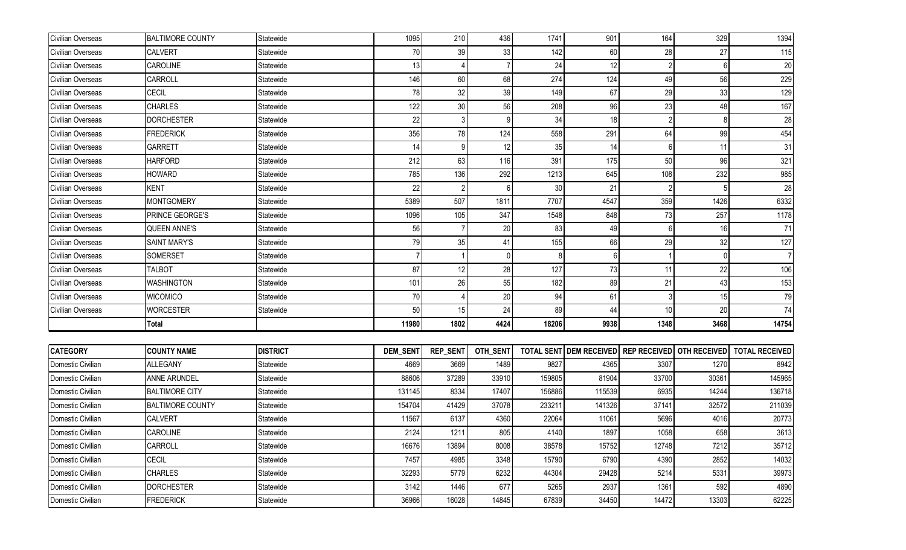| | | | | | | | | | | |
|---|---|---|---|---|---|---|---|---|---|---|
| Civilian Overseas | BALTIMORE COUNTY | Statewide | 1095 | 210 | 436 | 1741 | 901 | 164 | 329 | 1394 |
| Civilian Overseas | CALVERT | Statewide | 70 | 39 | 33 | 142 | 60 | 28 | 27 | 115 |
| Civilian Overseas | CAROLINE | Statewide | 13 | 4 | 7 | 24 | 12 | 2 | 6 | 20 |
| Civilian Overseas | CARROLL | Statewide | 146 | 60 | 68 | 274 | 124 | 49 | 56 | 229 |
| Civilian Overseas | CECIL | Statewide | 78 | 32 | 39 | 149 | 67 | 29 | 33 | 129 |
| Civilian Overseas | CHARLES | Statewide | 122 | 30 | 56 | 208 | 96 | 23 | 48 | 167 |
| Civilian Overseas | DORCHESTER | Statewide | 22 | 3 | 9 | 34 | 18 | 2 | 8 | 28 |
| Civilian Overseas | FREDERICK | Statewide | 356 | 78 | 124 | 558 | 291 | 64 | 99 | 454 |
| Civilian Overseas | GARRETT | Statewide | 14 | 9 | 12 | 35 | 14 | 6 | 11 | 31 |
| Civilian Overseas | HARFORD | Statewide | 212 | 63 | 116 | 391 | 175 | 50 | 96 | 321 |
| Civilian Overseas | HOWARD | Statewide | 785 | 136 | 292 | 1213 | 645 | 108 | 232 | 985 |
| Civilian Overseas | KENT | Statewide | 22 | 2 | 6 | 30 | 21 | 2 | 5 | 28 |
| Civilian Overseas | MONTGOMERY | Statewide | 5389 | 507 | 1811 | 7707 | 4547 | 359 | 1426 | 6332 |
| Civilian Overseas | PRINCE GEORGE'S | Statewide | 1096 | 105 | 347 | 1548 | 848 | 73 | 257 | 1178 |
| Civilian Overseas | QUEEN ANNE'S | Statewide | 56 | 7 | 20 | 83 | 49 | 6 | 16 | 71 |
| Civilian Overseas | SAINT MARY'S | Statewide | 79 | 35 | 41 | 155 | 66 | 29 | 32 | 127 |
| Civilian Overseas | SOMERSET | Statewide | 7 | 1 | 0 | 8 | 6 | 1 | 0 | 7 |
| Civilian Overseas | TALBOT | Statewide | 87 | 12 | 28 | 127 | 73 | 11 | 22 | 106 |
| Civilian Overseas | WASHINGTON | Statewide | 101 | 26 | 55 | 182 | 89 | 21 | 43 | 153 |
| Civilian Overseas | WICOMICO | Statewide | 70 | 4 | 20 | 94 | 61 | 3 | 15 | 79 |
| Civilian Overseas | WORCESTER | Statewide | 50 | 15 | 24 | 89 | 44 | 10 | 20 | 74 |
| | **Total** | | **11980** | **1802** | **4424** | **18206** | **9938** | **1348** | **3468** | **14754** |

| CATEGORY | COUNTY NAME | DISTRICT | DEM_SENT | REP_SENT | OTH_SENT | TOTAL SENT | DEM RECEIVED | REP RECEIVED | OTH RECEIVED | TOTAL RECEIVED |
|---|---|---|---|---|---|---|---|---|---|---|
| Domestic Civilian | ALLEGANY | Statewide | 4669 | 3669 | 1489 | 9827 | 4365 | 3307 | 1270 | 8942 |
| Domestic Civilian | ANNE ARUNDEL | Statewide | 88606 | 37289 | 33910 | 159805 | 81904 | 33700 | 30361 | 145965 |
| Domestic Civilian | BALTIMORE CITY | Statewide | 131145 | 8334 | 17407 | 156886 | 115539 | 6935 | 14244 | 136718 |
| Domestic Civilian | BALTIMORE COUNTY | Statewide | 154704 | 41429 | 37078 | 233211 | 141326 | 37141 | 32572 | 211039 |
| Domestic Civilian | CALVERT | Statewide | 11567 | 6137 | 4360 | 22064 | 11061 | 5696 | 4016 | 20773 |
| Domestic Civilian | CAROLINE | Statewide | 2124 | 1211 | 805 | 4140 | 1897 | 1058 | 658 | 3613 |
| Domestic Civilian | CARROLL | Statewide | 16676 | 13894 | 8008 | 38578 | 15752 | 12748 | 7212 | 35712 |
| Domestic Civilian | CECIL | Statewide | 7457 | 4985 | 3348 | 15790 | 6790 | 4390 | 2852 | 14032 |
| Domestic Civilian | CHARLES | Statewide | 32293 | 5779 | 6232 | 44304 | 29428 | 5214 | 5331 | 39973 |
| Domestic Civilian | DORCHESTER | Statewide | 3142 | 1446 | 677 | 5265 | 2937 | 1361 | 592 | 4890 |
| Domestic Civilian | FREDERICK | Statewide | 36966 | 16028 | 14845 | 67839 | 34450 | 14472 | 13303 | 62225 |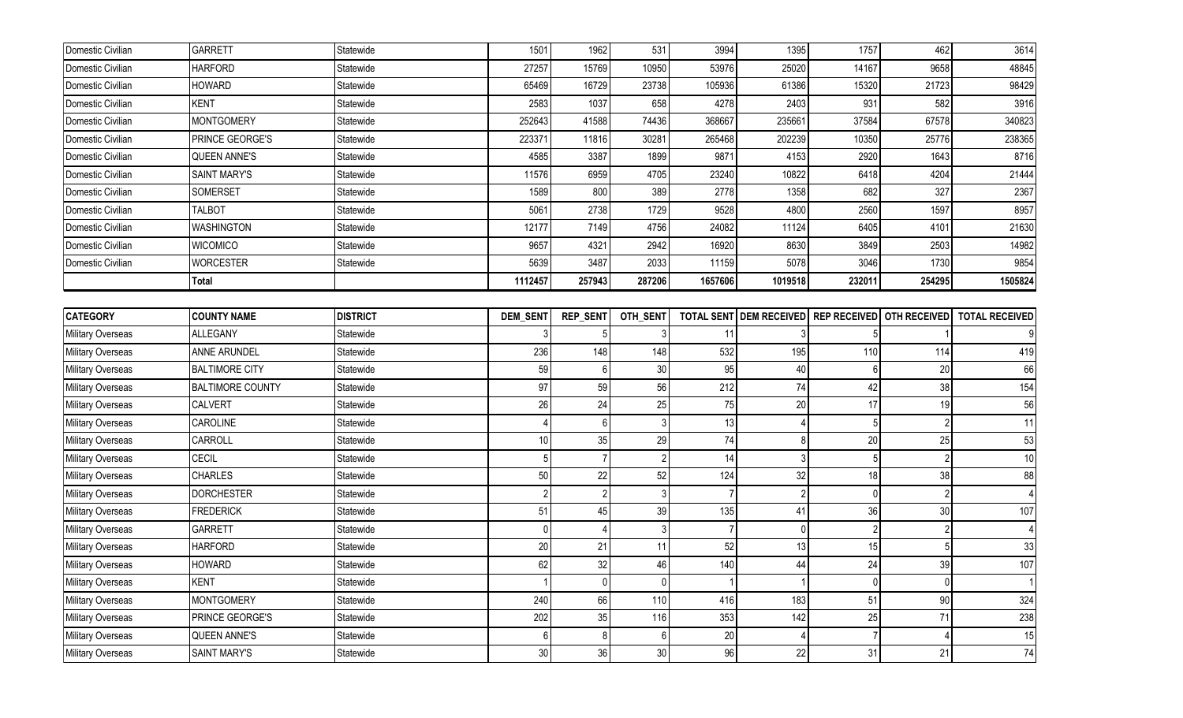| Domestic Civilian | GARRETT | Statewide | 1501 | 1962 | 531 | 3994 | 1395 | 1757 | 462 | 3614 |
|---|---|---|---|---|---|---|---|---|---|---|
| Domestic Civilian | HARFORD | Statewide | 27257 | 15769 | 10950 | 53976 | 25020 | 14167 | 9658 | 48845 |
| Domestic Civilian | HOWARD | Statewide | 65469 | 16729 | 23738 | 105936 | 61386 | 15320 | 21723 | 98429 |
| Domestic Civilian | KENT | Statewide | 2583 | 1037 | 658 | 4278 | 2403 | 931 | 582 | 3916 |
| Domestic Civilian | MONTGOMERY | Statewide | 252643 | 41588 | 74436 | 368667 | 235661 | 37584 | 67578 | 340823 |
| Domestic Civilian | PRINCE GEORGE'S | Statewide | 223371 | 11816 | 30281 | 265468 | 202239 | 10350 | 25776 | 238365 |
| Domestic Civilian | QUEEN ANNE'S | Statewide | 4585 | 3387 | 1899 | 9871 | 4153 | 2920 | 1643 | 8716 |
| Domestic Civilian | SAINT MARY'S | Statewide | 11576 | 6959 | 4705 | 23240 | 10822 | 6418 | 4204 | 21444 |
| Domestic Civilian | SOMERSET | Statewide | 1589 | 800 | 389 | 2778 | 1358 | 682 | 327 | 2367 |
| Domestic Civilian | TALBOT | Statewide | 5061 | 2738 | 1729 | 9528 | 4800 | 2560 | 1597 | 8957 |
| Domestic Civilian | WASHINGTON | Statewide | 12177 | 7149 | 4756 | 24082 | 11124 | 6405 | 4101 | 21630 |
| Domestic Civilian | WICOMICO | Statewide | 9657 | 4321 | 2942 | 16920 | 8630 | 3849 | 2503 | 14982 |
| Domestic Civilian | WORCESTER | Statewide | 5639 | 3487 | 2033 | 11159 | 5078 | 3046 | 1730 | 9854 |
| | **Total** | | **1112457** | **257943** | **287206** | **1657606** | **1019518** | **232011** | **254295** | **1505824** |

| CATEGORY | COUNTY NAME | DISTRICT | DEM_SENT | REP_SENT | OTH_SENT | TOTAL SENT | DEM RECEIVED | REP RECEIVED | OTH RECEIVED | TOTAL RECEIVED |
|---|---|---|---|---|---|---|---|---|---|---|
| Military Overseas | ALLEGANY | Statewide | 3 | 5 | 3 | 11 | 3 | 5 | 1 | 9 |
| Military Overseas | ANNE ARUNDEL | Statewide | 236 | 148 | 148 | 532 | 195 | 110 | 114 | 419 |
| Military Overseas | BALTIMORE CITY | Statewide | 59 | 6 | 30 | 95 | 40 | 6 | 20 | 66 |
| Military Overseas | BALTIMORE COUNTY | Statewide | 97 | 59 | 56 | 212 | 74 | 42 | 38 | 154 |
| Military Overseas | CALVERT | Statewide | 26 | 24 | 25 | 75 | 20 | 17 | 19 | 56 |
| Military Overseas | CAROLINE | Statewide | 4 | 6 | 3 | 13 | 4 | 5 | 2 | 11 |
| Military Overseas | CARROLL | Statewide | 10 | 35 | 29 | 74 | 8 | 20 | 25 | 53 |
| Military Overseas | CECIL | Statewide | 5 | 7 | 2 | 14 | 3 | 5 | 2 | 10 |
| Military Overseas | CHARLES | Statewide | 50 | 22 | 52 | 124 | 32 | 18 | 38 | 88 |
| Military Overseas | DORCHESTER | Statewide | 2 | 2 | 3 | 7 | 2 | 0 | 2 | 4 |
| Military Overseas | FREDERICK | Statewide | 51 | 45 | 39 | 135 | 41 | 36 | 30 | 107 |
| Military Overseas | GARRETT | Statewide | 0 | 4 | 3 | 7 | 0 | 2 | 2 | 4 |
| Military Overseas | HARFORD | Statewide | 20 | 21 | 11 | 52 | 13 | 15 | 5 | 33 |
| Military Overseas | HOWARD | Statewide | 62 | 32 | 46 | 140 | 44 | 24 | 39 | 107 |
| Military Overseas | KENT | Statewide | 1 | 0 | 0 | 1 | 1 | 0 | 0 | 1 |
| Military Overseas | MONTGOMERY | Statewide | 240 | 66 | 110 | 416 | 183 | 51 | 90 | 324 |
| Military Overseas | PRINCE GEORGE'S | Statewide | 202 | 35 | 116 | 353 | 142 | 25 | 71 | 238 |
| Military Overseas | QUEEN ANNE'S | Statewide | 6 | 8 | 6 | 20 | 4 | 7 | 4 | 15 |
| Military Overseas | SAINT MARY'S | Statewide | 30 | 36 | 30 | 96 | 22 | 31 | 21 | 74 |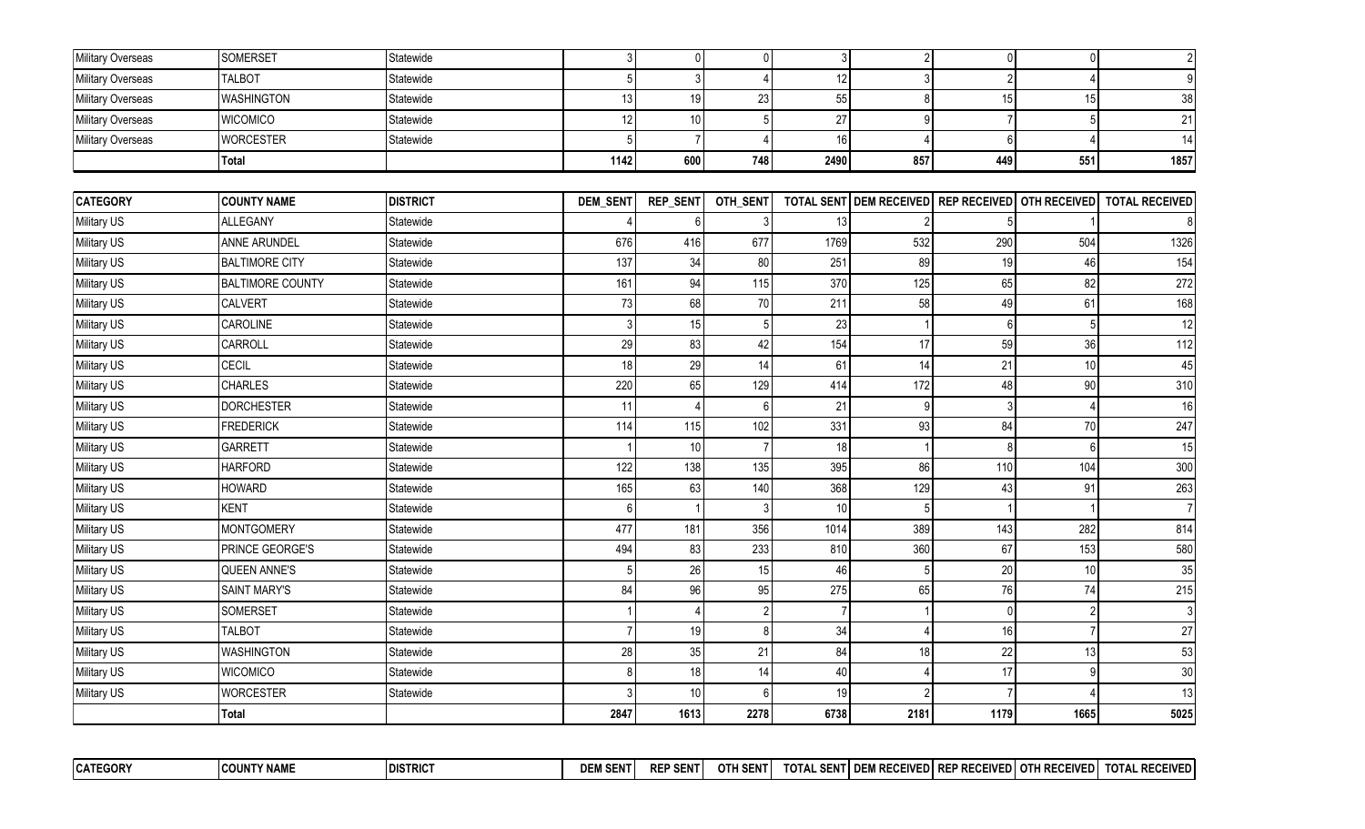| Military Overseas | SOMERSET | Statewide | 3 | 0 | 0 | 3 | 2 | 0 | 0 | 2 |
|---|---|---|---|---|---|---|---|---|---|---|
| Military Overseas | TALBOT | Statewide | 5 | 3 | 4 | 12 | 3 | 2 | 4 | 9 |
| Military Overseas | WASHINGTON | Statewide | 13 | 19 | 23 | 55 | 8 | 15 | 15 | 38 |
| Military Overseas | WICOMICO | Statewide | 12 | 10 | 5 | 27 | 9 | 7 | 5 | 21 |
| Military Overseas | WORCESTER | Statewide | 5 | 7 | 4 | 16 | 4 | 6 | 4 | 14 |
| | **Total** | | **1142** | **600** | **748** | **2490** | **857** | **449** | **551** | **1857** |

| CATEGORY | COUNTY NAME | DISTRICT | DEM_SENT | REP_SENT | OTH_SENT | TOTAL SENT | DEM RECEIVED | REP RECEIVED | OTH RECEIVED | TOTAL RECEIVED |
|---|---|---|---|---|---|---|---|---|---|---|
| Military US | ALLEGANY | Statewide | 4 | 6 | 3 | 13 | 2 | 5 | 1 | 8 |
| Military US | ANNE ARUNDEL | Statewide | 676 | 416 | 677 | 1769 | 532 | 290 | 504 | 1326 |
| Military US | BALTIMORE CITY | Statewide | 137 | 34 | 80 | 251 | 89 | 19 | 46 | 154 |
| Military US | BALTIMORE COUNTY | Statewide | 161 | 94 | 115 | 370 | 125 | 65 | 82 | 272 |
| Military US | CALVERT | Statewide | 73 | 68 | 70 | 211 | 58 | 49 | 61 | 168 |
| Military US | CAROLINE | Statewide | 3 | 15 | 5 | 23 | 1 | 6 | 5 | 12 |
| Military US | CARROLL | Statewide | 29 | 83 | 42 | 154 | 17 | 59 | 36 | 112 |
| Military US | CECIL | Statewide | 18 | 29 | 14 | 61 | 14 | 21 | 10 | 45 |
| Military US | CHARLES | Statewide | 220 | 65 | 129 | 414 | 172 | 48 | 90 | 310 |
| Military US | DORCHESTER | Statewide | 11 | 4 | 6 | 21 | 9 | 3 | 4 | 16 |
| Military US | FREDERICK | Statewide | 114 | 115 | 102 | 331 | 93 | 84 | 70 | 247 |
| Military US | GARRETT | Statewide | 1 | 10 | 7 | 18 | 1 | 8 | 6 | 15 |
| Military US | HARFORD | Statewide | 122 | 138 | 135 | 395 | 86 | 110 | 104 | 300 |
| Military US | HOWARD | Statewide | 165 | 63 | 140 | 368 | 129 | 43 | 91 | 263 |
| Military US | KENT | Statewide | 6 | 1 | 3 | 10 | 5 | 1 | 1 | 7 |
| Military US | MONTGOMERY | Statewide | 477 | 181 | 356 | 1014 | 389 | 143 | 282 | 814 |
| Military US | PRINCE GEORGE'S | Statewide | 494 | 83 | 233 | 810 | 360 | 67 | 153 | 580 |
| Military US | QUEEN ANNE'S | Statewide | 5 | 26 | 15 | 46 | 5 | 20 | 10 | 35 |
| Military US | SAINT MARY'S | Statewide | 84 | 96 | 95 | 275 | 65 | 76 | 74 | 215 |
| Military US | SOMERSET | Statewide | 1 | 4 | 2 | 7 | 1 | 0 | 2 | 3 |
| Military US | TALBOT | Statewide | 7 | 19 | 8 | 34 | 4 | 16 | 7 | 27 |
| Military US | WASHINGTON | Statewide | 28 | 35 | 21 | 84 | 18 | 22 | 13 | 53 |
| Military US | WICOMICO | Statewide | 8 | 18 | 14 | 40 | 4 | 17 | 9 | 30 |
| Military US | WORCESTER | Statewide | 3 | 10 | 6 | 19 | 2 | 7 | 4 | 13 |
| | **Total** | | **2847** | **1613** | **2278** | **6738** | **2181** | **1179** | **1665** | **5025** |

| CATEGORY | COUNTY NAME | DISTRICT | DEM SENT | REP SENT | OTH SENT | TOTAL SENT | DEM RECEIVED | REP RECEIVED | OTH RECEIVED | TOTAL RECEIVED |
|---|---|---|---|---|---|---|---|---|---|---|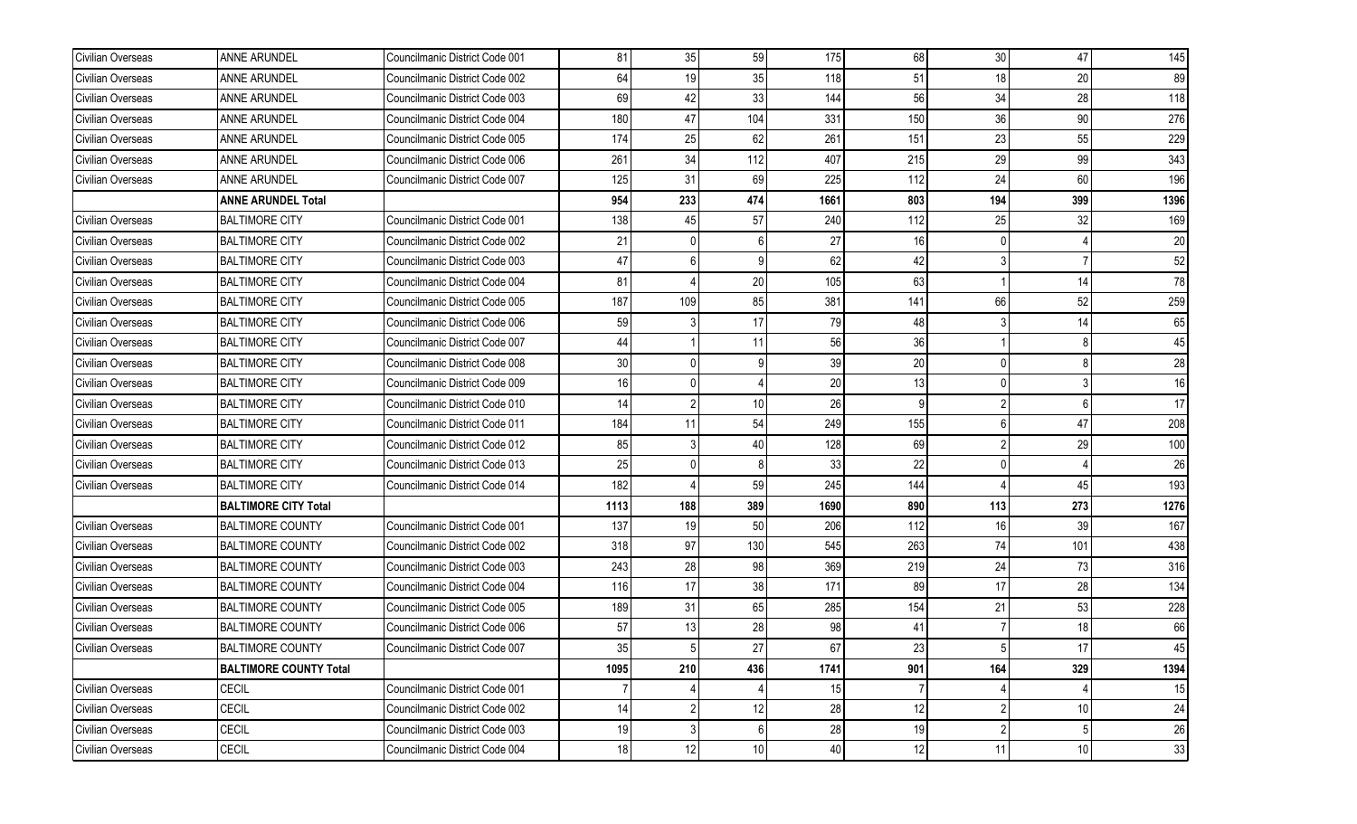| | | | | | | | | | | |
|---|---|---|---|---|---|---|---|---|---|---|
| Civilian Overseas | ANNE ARUNDEL | Councilmanic District Code 001 | 81 | 35 | 59 | 175 | 68 | 30 | 47 | 145 |
| Civilian Overseas | ANNE ARUNDEL | Councilmanic District Code 002 | 64 | 19 | 35 | 118 | 51 | 18 | 20 | 89 |
| Civilian Overseas | ANNE ARUNDEL | Councilmanic District Code 003 | 69 | 42 | 33 | 144 | 56 | 34 | 28 | 118 |
| Civilian Overseas | ANNE ARUNDEL | Councilmanic District Code 004 | 180 | 47 | 104 | 331 | 150 | 36 | 90 | 276 |
| Civilian Overseas | ANNE ARUNDEL | Councilmanic District Code 005 | 174 | 25 | 62 | 261 | 151 | 23 | 55 | 229 |
| Civilian Overseas | ANNE ARUNDEL | Councilmanic District Code 006 | 261 | 34 | 112 | 407 | 215 | 29 | 99 | 343 |
| Civilian Overseas | ANNE ARUNDEL | Councilmanic District Code 007 | 125 | 31 | 69 | 225 | 112 | 24 | 60 | 196 |
| | **ANNE ARUNDEL Total** | | **954** | **233** | **474** | **1661** | **803** | **194** | **399** | **1396** |
| Civilian Overseas | BALTIMORE CITY | Councilmanic District Code 001 | 138 | 45 | 57 | 240 | 112 | 25 | 32 | 169 |
| Civilian Overseas | BALTIMORE CITY | Councilmanic District Code 002 | 21 | 0 | 6 | 27 | 16 | 0 | 4 | 20 |
| Civilian Overseas | BALTIMORE CITY | Councilmanic District Code 003 | 47 | 6 | 9 | 62 | 42 | 3 | 7 | 52 |
| Civilian Overseas | BALTIMORE CITY | Councilmanic District Code 004 | 81 | 4 | 20 | 105 | 63 | 1 | 14 | 78 |
| Civilian Overseas | BALTIMORE CITY | Councilmanic District Code 005 | 187 | 109 | 85 | 381 | 141 | 66 | 52 | 259 |
| Civilian Overseas | BALTIMORE CITY | Councilmanic District Code 006 | 59 | 3 | 17 | 79 | 48 | 3 | 14 | 65 |
| Civilian Overseas | BALTIMORE CITY | Councilmanic District Code 007 | 44 | 1 | 11 | 56 | 36 | 1 | 8 | 45 |
| Civilian Overseas | BALTIMORE CITY | Councilmanic District Code 008 | 30 | 0 | 9 | 39 | 20 | 0 | 8 | 28 |
| Civilian Overseas | BALTIMORE CITY | Councilmanic District Code 009 | 16 | 0 | 4 | 20 | 13 | 0 | 3 | 16 |
| Civilian Overseas | BALTIMORE CITY | Councilmanic District Code 010 | 14 | 2 | 10 | 26 | 9 | 2 | 6 | 17 |
| Civilian Overseas | BALTIMORE CITY | Councilmanic District Code 011 | 184 | 11 | 54 | 249 | 155 | 6 | 47 | 208 |
| Civilian Overseas | BALTIMORE CITY | Councilmanic District Code 012 | 85 | 3 | 40 | 128 | 69 | 2 | 29 | 100 |
| Civilian Overseas | BALTIMORE CITY | Councilmanic District Code 013 | 25 | 0 | 8 | 33 | 22 | 0 | 4 | 26 |
| Civilian Overseas | BALTIMORE CITY | Councilmanic District Code 014 | 182 | 4 | 59 | 245 | 144 | 4 | 45 | 193 |
| | **BALTIMORE CITY Total** | | **1113** | **188** | **389** | **1690** | **890** | **113** | **273** | **1276** |
| Civilian Overseas | BALTIMORE COUNTY | Councilmanic District Code 001 | 137 | 19 | 50 | 206 | 112 | 16 | 39 | 167 |
| Civilian Overseas | BALTIMORE COUNTY | Councilmanic District Code 002 | 318 | 97 | 130 | 545 | 263 | 74 | 101 | 438 |
| Civilian Overseas | BALTIMORE COUNTY | Councilmanic District Code 003 | 243 | 28 | 98 | 369 | 219 | 24 | 73 | 316 |
| Civilian Overseas | BALTIMORE COUNTY | Councilmanic District Code 004 | 116 | 17 | 38 | 171 | 89 | 17 | 28 | 134 |
| Civilian Overseas | BALTIMORE COUNTY | Councilmanic District Code 005 | 189 | 31 | 65 | 285 | 154 | 21 | 53 | 228 |
| Civilian Overseas | BALTIMORE COUNTY | Councilmanic District Code 006 | 57 | 13 | 28 | 98 | 41 | 7 | 18 | 66 |
| Civilian Overseas | BALTIMORE COUNTY | Councilmanic District Code 007 | 35 | 5 | 27 | 67 | 23 | 5 | 17 | 45 |
| | **BALTIMORE COUNTY Total** | | **1095** | **210** | **436** | **1741** | **901** | **164** | **329** | **1394** |
| Civilian Overseas | CECIL | Councilmanic District Code 001 | 7 | 4 | 4 | 15 | 7 | 4 | 4 | 15 |
| Civilian Overseas | CECIL | Councilmanic District Code 002 | 14 | 2 | 12 | 28 | 12 | 2 | 10 | 24 |
| Civilian Overseas | CECIL | Councilmanic District Code 003 | 19 | 3 | 6 | 28 | 19 | 2 | 5 | 26 |
| Civilian Overseas | CECIL | Councilmanic District Code 004 | 18 | 12 | 10 | 40 | 12 | 11 | 10 | 33 |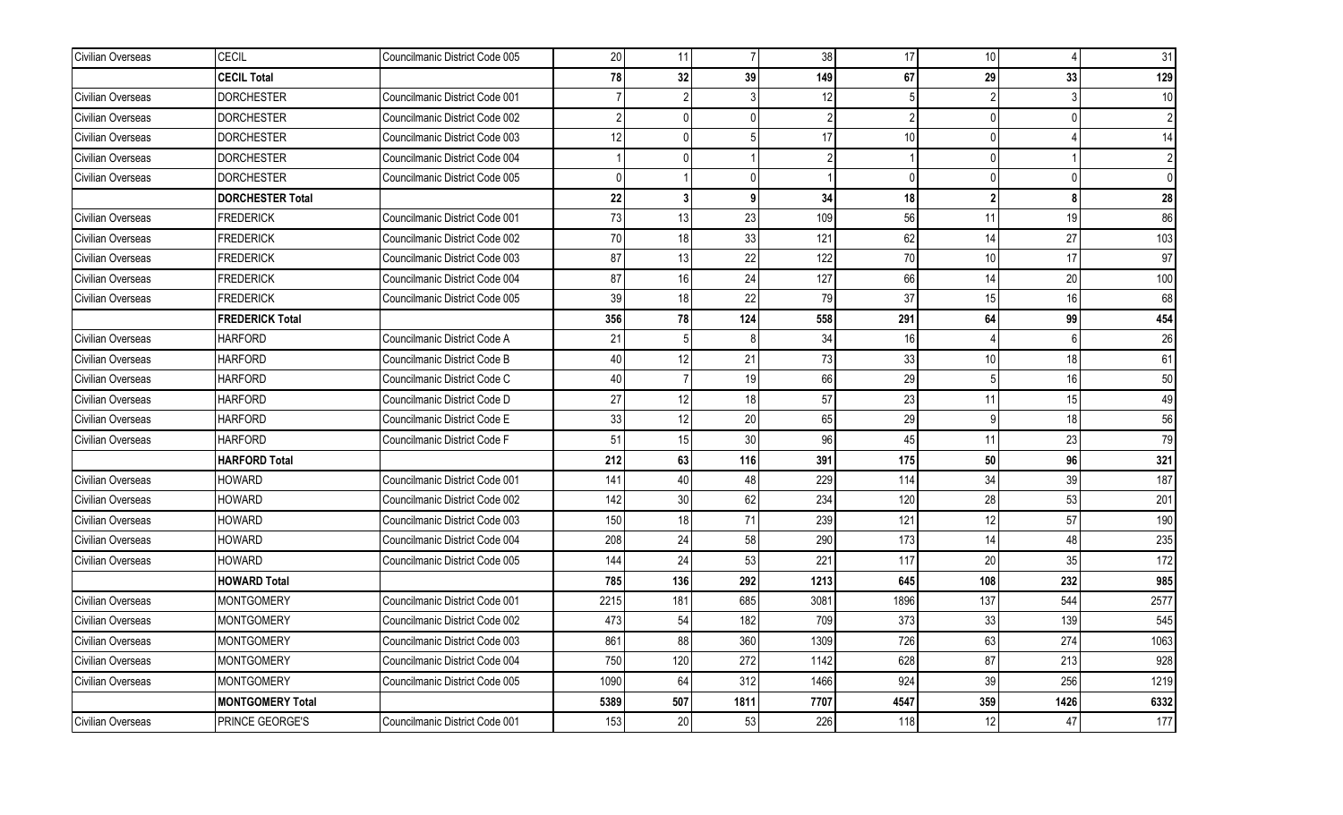| | | | | | | | | | | |
|---|---|---|---|---|---|---|---|---|---|---|
| Civilian Overseas | CECIL | Councilmanic District Code 005 | 20 | 11 | 7 | 38 | 17 | 10 | 4 | 31 |
| | **CECIL Total** | | **78** | **32** | **39** | **149** | **67** | **29** | **33** | **129** |
| Civilian Overseas | DORCHESTER | Councilmanic District Code 001 | 7 | 2 | 3 | 12 | 5 | 2 | 3 | 10 |
| Civilian Overseas | DORCHESTER | Councilmanic District Code 002 | 2 | 0 | 0 | 2 | 2 | 0 | 0 | 2 |
| Civilian Overseas | DORCHESTER | Councilmanic District Code 003 | 12 | 0 | 5 | 17 | 10 | 0 | 4 | 14 |
| Civilian Overseas | DORCHESTER | Councilmanic District Code 004 | 1 | 0 | 1 | 2 | 1 | 0 | 1 | 2 |
| Civilian Overseas | DORCHESTER | Councilmanic District Code 005 | 0 | 1 | 0 | 1 | 0 | 0 | 0 | 0 |
| | **DORCHESTER Total** | | **22** | **3** | **9** | **34** | **18** | **2** | **8** | **28** |
| Civilian Overseas | FREDERICK | Councilmanic District Code 001 | 73 | 13 | 23 | 109 | 56 | 11 | 19 | 86 |
| Civilian Overseas | FREDERICK | Councilmanic District Code 002 | 70 | 18 | 33 | 121 | 62 | 14 | 27 | 103 |
| Civilian Overseas | FREDERICK | Councilmanic District Code 003 | 87 | 13 | 22 | 122 | 70 | 10 | 17 | 97 |
| Civilian Overseas | FREDERICK | Councilmanic District Code 004 | 87 | 16 | 24 | 127 | 66 | 14 | 20 | 100 |
| Civilian Overseas | FREDERICK | Councilmanic District Code 005 | 39 | 18 | 22 | 79 | 37 | 15 | 16 | 68 |
| | **FREDERICK Total** | | **356** | **78** | **124** | **558** | **291** | **64** | **99** | **454** |
| Civilian Overseas | HARFORD | Councilmanic District Code A | 21 | 5 | 8 | 34 | 16 | 4 | 6 | 26 |
| Civilian Overseas | HARFORD | Councilmanic District Code B | 40 | 12 | 21 | 73 | 33 | 10 | 18 | 61 |
| Civilian Overseas | HARFORD | Councilmanic District Code C | 40 | 7 | 19 | 66 | 29 | 5 | 16 | 50 |
| Civilian Overseas | HARFORD | Councilmanic District Code D | 27 | 12 | 18 | 57 | 23 | 11 | 15 | 49 |
| Civilian Overseas | HARFORD | Councilmanic District Code E | 33 | 12 | 20 | 65 | 29 | 9 | 18 | 56 |
| Civilian Overseas | HARFORD | Councilmanic District Code F | 51 | 15 | 30 | 96 | 45 | 11 | 23 | 79 |
| | **HARFORD Total** | | **212** | **63** | **116** | **391** | **175** | **50** | **96** | **321** |
| Civilian Overseas | HOWARD | Councilmanic District Code 001 | 141 | 40 | 48 | 229 | 114 | 34 | 39 | 187 |
| Civilian Overseas | HOWARD | Councilmanic District Code 002 | 142 | 30 | 62 | 234 | 120 | 28 | 53 | 201 |
| Civilian Overseas | HOWARD | Councilmanic District Code 003 | 150 | 18 | 71 | 239 | 121 | 12 | 57 | 190 |
| Civilian Overseas | HOWARD | Councilmanic District Code 004 | 208 | 24 | 58 | 290 | 173 | 14 | 48 | 235 |
| Civilian Overseas | HOWARD | Councilmanic District Code 005 | 144 | 24 | 53 | 221 | 117 | 20 | 35 | 172 |
| | **HOWARD Total** | | **785** | **136** | **292** | **1213** | **645** | **108** | **232** | **985** |
| Civilian Overseas | MONTGOMERY | Councilmanic District Code 001 | 2215 | 181 | 685 | 3081 | 1896 | 137 | 544 | 2577 |
| Civilian Overseas | MONTGOMERY | Councilmanic District Code 002 | 473 | 54 | 182 | 709 | 373 | 33 | 139 | 545 |
| Civilian Overseas | MONTGOMERY | Councilmanic District Code 003 | 861 | 88 | 360 | 1309 | 726 | 63 | 274 | 1063 |
| Civilian Overseas | MONTGOMERY | Councilmanic District Code 004 | 750 | 120 | 272 | 1142 | 628 | 87 | 213 | 928 |
| Civilian Overseas | MONTGOMERY | Councilmanic District Code 005 | 1090 | 64 | 312 | 1466 | 924 | 39 | 256 | 1219 |
| | **MONTGOMERY Total** | | **5389** | **507** | **1811** | **7707** | **4547** | **359** | **1426** | **6332** |
| Civilian Overseas | PRINCE GEORGE'S | Councilmanic District Code 001 | 153 | 20 | 53 | 226 | 118 | 12 | 47 | 177 |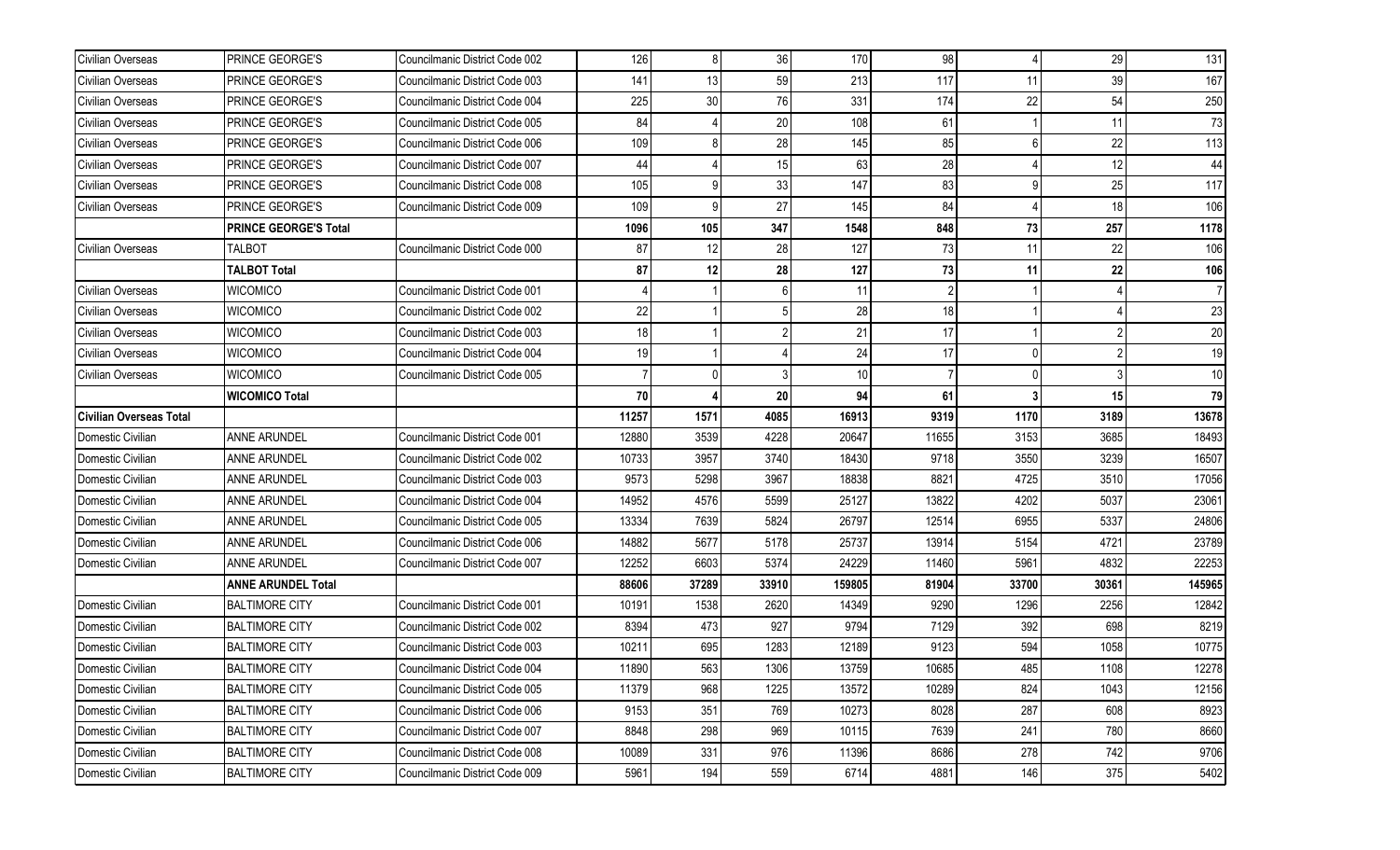| | | | | | | | | | | |
|---|---|---|---|---|---|---|---|---|---|---|
| Civilian Overseas | PRINCE GEORGE'S | Councilmanic District Code 002 | 126 | 8 | 36 | 170 | 98 | 4 | 29 | 131 |
| Civilian Overseas | PRINCE GEORGE'S | Councilmanic District Code 003 | 141 | 13 | 59 | 213 | 117 | 11 | 39 | 167 |
| Civilian Overseas | PRINCE GEORGE'S | Councilmanic District Code 004 | 225 | 30 | 76 | 331 | 174 | 22 | 54 | 250 |
| Civilian Overseas | PRINCE GEORGE'S | Councilmanic District Code 005 | 84 | 4 | 20 | 108 | 61 | 1 | 11 | 73 |
| Civilian Overseas | PRINCE GEORGE'S | Councilmanic District Code 006 | 109 | 8 | 28 | 145 | 85 | 6 | 22 | 113 |
| Civilian Overseas | PRINCE GEORGE'S | Councilmanic District Code 007 | 44 | 4 | 15 | 63 | 28 | 4 | 12 | 44 |
| Civilian Overseas | PRINCE GEORGE'S | Councilmanic District Code 008 | 105 | 9 | 33 | 147 | 83 | 9 | 25 | 117 |
| Civilian Overseas | PRINCE GEORGE'S | Councilmanic District Code 009 | 109 | 9 | 27 | 145 | 84 | 4 | 18 | 106 |
| | **PRINCE GEORGE'S Total** | | **1096** | **105** | **347** | **1548** | **848** | **73** | **257** | **1178** |
| Civilian Overseas | TALBOT | Councilmanic District Code 000 | 87 | 12 | 28 | 127 | 73 | 11 | 22 | 106 |
| | **TALBOT Total** | | **87** | **12** | **28** | **127** | **73** | **11** | **22** | **106** |
| Civilian Overseas | WICOMICO | Councilmanic District Code 001 | 4 | 1 | 6 | 11 | 2 | 1 | 4 | 7 |
| Civilian Overseas | WICOMICO | Councilmanic District Code 002 | 22 | 1 | 5 | 28 | 18 | 1 | 4 | 23 |
| Civilian Overseas | WICOMICO | Councilmanic District Code 003 | 18 | 1 | 2 | 21 | 17 | 1 | 2 | 20 |
| Civilian Overseas | WICOMICO | Councilmanic District Code 004 | 19 | 1 | 4 | 24 | 17 | 0 | 2 | 19 |
| Civilian Overseas | WICOMICO | Councilmanic District Code 005 | 7 | 0 | 3 | 10 | 7 | 0 | 3 | 10 |
| | **WICOMICO Total** | | **70** | **4** | **20** | **94** | **61** | **3** | **15** | **79** |
| **Civilian Overseas Total** | | | **11257** | **1571** | **4085** | **16913** | **9319** | **1170** | **3189** | **13678** |
| Domestic Civilian | ANNE ARUNDEL | Councilmanic District Code 001 | 12880 | 3539 | 4228 | 20647 | 11655 | 3153 | 3685 | 18493 |
| Domestic Civilian | ANNE ARUNDEL | Councilmanic District Code 002 | 10733 | 3957 | 3740 | 18430 | 9718 | 3550 | 3239 | 16507 |
| Domestic Civilian | ANNE ARUNDEL | Councilmanic District Code 003 | 9573 | 5298 | 3967 | 18838 | 8821 | 4725 | 3510 | 17056 |
| Domestic Civilian | ANNE ARUNDEL | Councilmanic District Code 004 | 14952 | 4576 | 5599 | 25127 | 13822 | 4202 | 5037 | 23061 |
| Domestic Civilian | ANNE ARUNDEL | Councilmanic District Code 005 | 13334 | 7639 | 5824 | 26797 | 12514 | 6955 | 5337 | 24806 |
| Domestic Civilian | ANNE ARUNDEL | Councilmanic District Code 006 | 14882 | 5677 | 5178 | 25737 | 13914 | 5154 | 4721 | 23789 |
| Domestic Civilian | ANNE ARUNDEL | Councilmanic District Code 007 | 12252 | 6603 | 5374 | 24229 | 11460 | 5961 | 4832 | 22253 |
| | **ANNE ARUNDEL Total** | | **88606** | **37289** | **33910** | **159805** | **81904** | **33700** | **30361** | **145965** |
| Domestic Civilian | BALTIMORE CITY | Councilmanic District Code 001 | 10191 | 1538 | 2620 | 14349 | 9290 | 1296 | 2256 | 12842 |
| Domestic Civilian | BALTIMORE CITY | Councilmanic District Code 002 | 8394 | 473 | 927 | 9794 | 7129 | 392 | 698 | 8219 |
| Domestic Civilian | BALTIMORE CITY | Councilmanic District Code 003 | 10211 | 695 | 1283 | 12189 | 9123 | 594 | 1058 | 10775 |
| Domestic Civilian | BALTIMORE CITY | Councilmanic District Code 004 | 11890 | 563 | 1306 | 13759 | 10685 | 485 | 1108 | 12278 |
| Domestic Civilian | BALTIMORE CITY | Councilmanic District Code 005 | 11379 | 968 | 1225 | 13572 | 10289 | 824 | 1043 | 12156 |
| Domestic Civilian | BALTIMORE CITY | Councilmanic District Code 006 | 9153 | 351 | 769 | 10273 | 8028 | 287 | 608 | 8923 |
| Domestic Civilian | BALTIMORE CITY | Councilmanic District Code 007 | 8848 | 298 | 969 | 10115 | 7639 | 241 | 780 | 8660 |
| Domestic Civilian | BALTIMORE CITY | Councilmanic District Code 008 | 10089 | 331 | 976 | 11396 | 8686 | 278 | 742 | 9706 |
| Domestic Civilian | BALTIMORE CITY | Councilmanic District Code 009 | 5961 | 194 | 559 | 6714 | 4881 | 146 | 375 | 5402 |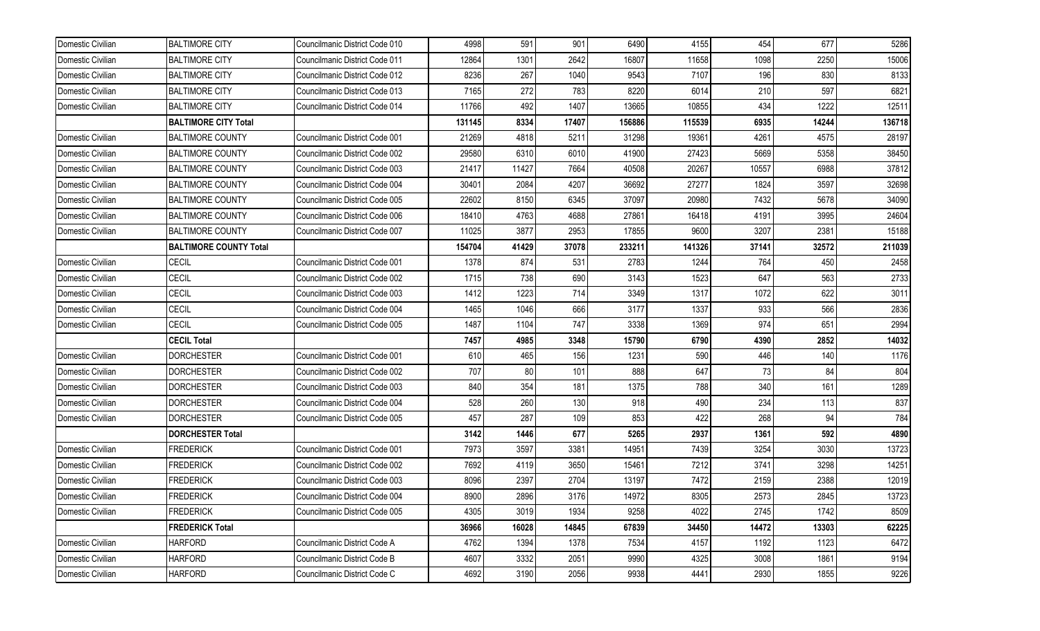| | | | | | | | | | | |
|---|---|---|---|---|---|---|---|---|---|---|
| Domestic Civilian | BALTIMORE CITY | Councilmanic District Code 010 | 4998 | 591 | 901 | 6490 | 4155 | 454 | 677 | 5286 |
| Domestic Civilian | BALTIMORE CITY | Councilmanic District Code 011 | 12864 | 1301 | 2642 | 16807 | 11658 | 1098 | 2250 | 15006 |
| Domestic Civilian | BALTIMORE CITY | Councilmanic District Code 012 | 8236 | 267 | 1040 | 9543 | 7107 | 196 | 830 | 8133 |
| Domestic Civilian | BALTIMORE CITY | Councilmanic District Code 013 | 7165 | 272 | 783 | 8220 | 6014 | 210 | 597 | 6821 |
| Domestic Civilian | BALTIMORE CITY | Councilmanic District Code 014 | 11766 | 492 | 1407 | 13665 | 10855 | 434 | 1222 | 12511 |
| | **BALTIMORE CITY Total** | | **131145** | **8334** | **17407** | **156886** | **115539** | **6935** | **14244** | **136718** |
| Domestic Civilian | BALTIMORE COUNTY | Councilmanic District Code 001 | 21269 | 4818 | 5211 | 31298 | 19361 | 4261 | 4575 | 28197 |
| Domestic Civilian | BALTIMORE COUNTY | Councilmanic District Code 002 | 29580 | 6310 | 6010 | 41900 | 27423 | 5669 | 5358 | 38450 |
| Domestic Civilian | BALTIMORE COUNTY | Councilmanic District Code 003 | 21417 | 11427 | 7664 | 40508 | 20267 | 10557 | 6988 | 37812 |
| Domestic Civilian | BALTIMORE COUNTY | Councilmanic District Code 004 | 30401 | 2084 | 4207 | 36692 | 27277 | 1824 | 3597 | 32698 |
| Domestic Civilian | BALTIMORE COUNTY | Councilmanic District Code 005 | 22602 | 8150 | 6345 | 37097 | 20980 | 7432 | 5678 | 34090 |
| Domestic Civilian | BALTIMORE COUNTY | Councilmanic District Code 006 | 18410 | 4763 | 4688 | 27861 | 16418 | 4191 | 3995 | 24604 |
| Domestic Civilian | BALTIMORE COUNTY | Councilmanic District Code 007 | 11025 | 3877 | 2953 | 17855 | 9600 | 3207 | 2381 | 15188 |
| | **BALTIMORE COUNTY Total** | | **154704** | **41429** | **37078** | **233211** | **141326** | **37141** | **32572** | **211039** |
| Domestic Civilian | CECIL | Councilmanic District Code 001 | 1378 | 874 | 531 | 2783 | 1244 | 764 | 450 | 2458 |
| Domestic Civilian | CECIL | Councilmanic District Code 002 | 1715 | 738 | 690 | 3143 | 1523 | 647 | 563 | 2733 |
| Domestic Civilian | CECIL | Councilmanic District Code 003 | 1412 | 1223 | 714 | 3349 | 1317 | 1072 | 622 | 3011 |
| Domestic Civilian | CECIL | Councilmanic District Code 004 | 1465 | 1046 | 666 | 3177 | 1337 | 933 | 566 | 2836 |
| Domestic Civilian | CECIL | Councilmanic District Code 005 | 1487 | 1104 | 747 | 3338 | 1369 | 974 | 651 | 2994 |
| | **CECIL Total** | | **7457** | **4985** | **3348** | **15790** | **6790** | **4390** | **2852** | **14032** |
| Domestic Civilian | DORCHESTER | Councilmanic District Code 001 | 610 | 465 | 156 | 1231 | 590 | 446 | 140 | 1176 |
| Domestic Civilian | DORCHESTER | Councilmanic District Code 002 | 707 | 80 | 101 | 888 | 647 | 73 | 84 | 804 |
| Domestic Civilian | DORCHESTER | Councilmanic District Code 003 | 840 | 354 | 181 | 1375 | 788 | 340 | 161 | 1289 |
| Domestic Civilian | DORCHESTER | Councilmanic District Code 004 | 528 | 260 | 130 | 918 | 490 | 234 | 113 | 837 |
| Domestic Civilian | DORCHESTER | Councilmanic District Code 005 | 457 | 287 | 109 | 853 | 422 | 268 | 94 | 784 |
| | **DORCHESTER Total** | | **3142** | **1446** | **677** | **5265** | **2937** | **1361** | **592** | **4890** |
| Domestic Civilian | FREDERICK | Councilmanic District Code 001 | 7973 | 3597 | 3381 | 14951 | 7439 | 3254 | 3030 | 13723 |
| Domestic Civilian | FREDERICK | Councilmanic District Code 002 | 7692 | 4119 | 3650 | 15461 | 7212 | 3741 | 3298 | 14251 |
| Domestic Civilian | FREDERICK | Councilmanic District Code 003 | 8096 | 2397 | 2704 | 13197 | 7472 | 2159 | 2388 | 12019 |
| Domestic Civilian | FREDERICK | Councilmanic District Code 004 | 8900 | 2896 | 3176 | 14972 | 8305 | 2573 | 2845 | 13723 |
| Domestic Civilian | FREDERICK | Councilmanic District Code 005 | 4305 | 3019 | 1934 | 9258 | 4022 | 2745 | 1742 | 8509 |
| | **FREDERICK Total** | | **36966** | **16028** | **14845** | **67839** | **34450** | **14472** | **13303** | **62225** |
| Domestic Civilian | HARFORD | Councilmanic District Code A | 4762 | 1394 | 1378 | 7534 | 4157 | 1192 | 1123 | 6472 |
| Domestic Civilian | HARFORD | Councilmanic District Code B | 4607 | 3332 | 2051 | 9990 | 4325 | 3008 | 1861 | 9194 |
| Domestic Civilian | HARFORD | Councilmanic District Code C | 4692 | 3190 | 2056 | 9938 | 4441 | 2930 | 1855 | 9226 |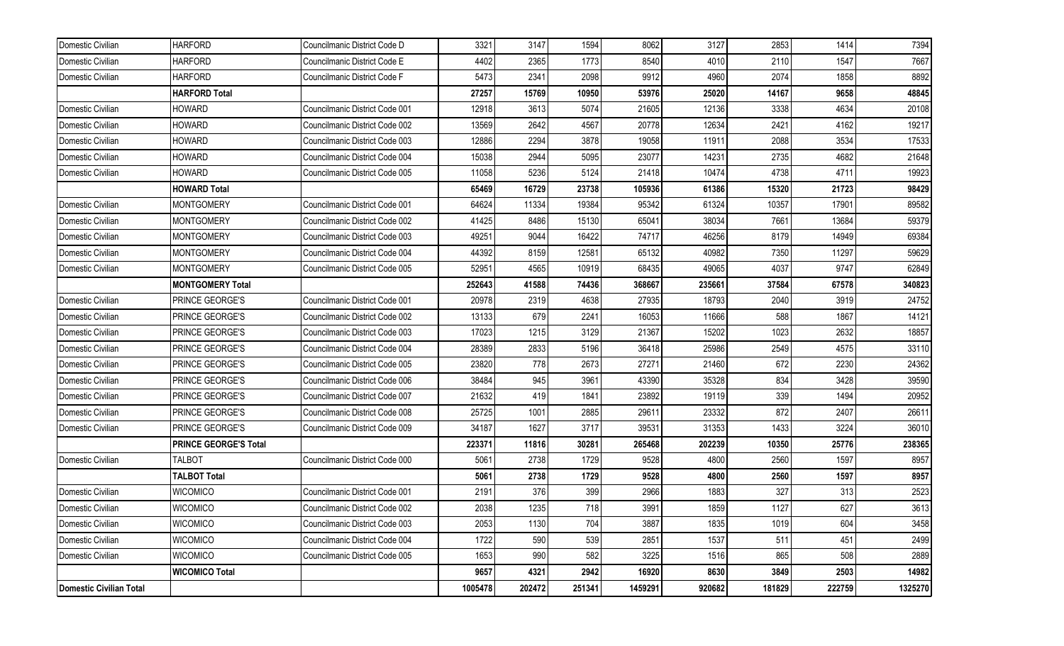| | | | | | | | | | | |
|---|---|---|---|---|---|---|---|---|---|---|
| Domestic Civilian | HARFORD | Councilmanic District Code D | 3321 | 3147 | 1594 | 8062 | 3127 | 2853 | 1414 | 7394 |
| Domestic Civilian | HARFORD | Councilmanic District Code E | 4402 | 2365 | 1773 | 8540 | 4010 | 2110 | 1547 | 7667 |
| Domestic Civilian | HARFORD | Councilmanic District Code F | 5473 | 2341 | 2098 | 9912 | 4960 | 2074 | 1858 | 8892 |
| | **HARFORD Total** | | **27257** | **15769** | **10950** | **53976** | **25020** | **14167** | **9658** | **48845** |
| Domestic Civilian | HOWARD | Councilmanic District Code 001 | 12918 | 3613 | 5074 | 21605 | 12136 | 3338 | 4634 | 20108 |
| Domestic Civilian | HOWARD | Councilmanic District Code 002 | 13569 | 2642 | 4567 | 20778 | 12634 | 2421 | 4162 | 19217 |
| Domestic Civilian | HOWARD | Councilmanic District Code 003 | 12886 | 2294 | 3878 | 19058 | 11911 | 2088 | 3534 | 17533 |
| Domestic Civilian | HOWARD | Councilmanic District Code 004 | 15038 | 2944 | 5095 | 23077 | 14231 | 2735 | 4682 | 21648 |
| Domestic Civilian | HOWARD | Councilmanic District Code 005 | 11058 | 5236 | 5124 | 21418 | 10474 | 4738 | 4711 | 19923 |
| | **HOWARD Total** | | **65469** | **16729** | **23738** | **105936** | **61386** | **15320** | **21723** | **98429** |
| Domestic Civilian | MONTGOMERY | Councilmanic District Code 001 | 64624 | 11334 | 19384 | 95342 | 61324 | 10357 | 17901 | 89582 |
| Domestic Civilian | MONTGOMERY | Councilmanic District Code 002 | 41425 | 8486 | 15130 | 65041 | 38034 | 7661 | 13684 | 59379 |
| Domestic Civilian | MONTGOMERY | Councilmanic District Code 003 | 49251 | 9044 | 16422 | 74717 | 46256 | 8179 | 14949 | 69384 |
| Domestic Civilian | MONTGOMERY | Councilmanic District Code 004 | 44392 | 8159 | 12581 | 65132 | 40982 | 7350 | 11297 | 59629 |
| Domestic Civilian | MONTGOMERY | Councilmanic District Code 005 | 52951 | 4565 | 10919 | 68435 | 49065 | 4037 | 9747 | 62849 |
| | **MONTGOMERY Total** | | **252643** | **41588** | **74436** | **368667** | **235661** | **37584** | **67578** | **340823** |
| Domestic Civilian | PRINCE GEORGE'S | Councilmanic District Code 001 | 20978 | 2319 | 4638 | 27935 | 18793 | 2040 | 3919 | 24752 |
| Domestic Civilian | PRINCE GEORGE'S | Councilmanic District Code 002 | 13133 | 679 | 2241 | 16053 | 11666 | 588 | 1867 | 14121 |
| Domestic Civilian | PRINCE GEORGE'S | Councilmanic District Code 003 | 17023 | 1215 | 3129 | 21367 | 15202 | 1023 | 2632 | 18857 |
| Domestic Civilian | PRINCE GEORGE'S | Councilmanic District Code 004 | 28389 | 2833 | 5196 | 36418 | 25986 | 2549 | 4575 | 33110 |
| Domestic Civilian | PRINCE GEORGE'S | Councilmanic District Code 005 | 23820 | 778 | 2673 | 27271 | 21460 | 672 | 2230 | 24362 |
| Domestic Civilian | PRINCE GEORGE'S | Councilmanic District Code 006 | 38484 | 945 | 3961 | 43390 | 35328 | 834 | 3428 | 39590 |
| Domestic Civilian | PRINCE GEORGE'S | Councilmanic District Code 007 | 21632 | 419 | 1841 | 23892 | 19119 | 339 | 1494 | 20952 |
| Domestic Civilian | PRINCE GEORGE'S | Councilmanic District Code 008 | 25725 | 1001 | 2885 | 29611 | 23332 | 872 | 2407 | 26611 |
| Domestic Civilian | PRINCE GEORGE'S | Councilmanic District Code 009 | 34187 | 1627 | 3717 | 39531 | 31353 | 1433 | 3224 | 36010 |
| | **PRINCE GEORGE'S Total** | | **223371** | **11816** | **30281** | **265468** | **202239** | **10350** | **25776** | **238365** |
| Domestic Civilian | TALBOT | Councilmanic District Code 000 | 5061 | 2738 | 1729 | 9528 | 4800 | 2560 | 1597 | 8957 |
| | **TALBOT Total** | | **5061** | **2738** | **1729** | **9528** | **4800** | **2560** | **1597** | **8957** |
| Domestic Civilian | WICOMICO | Councilmanic District Code 001 | 2191 | 376 | 399 | 2966 | 1883 | 327 | 313 | 2523 |
| Domestic Civilian | WICOMICO | Councilmanic District Code 002 | 2038 | 1235 | 718 | 3991 | 1859 | 1127 | 627 | 3613 |
| Domestic Civilian | WICOMICO | Councilmanic District Code 003 | 2053 | 1130 | 704 | 3887 | 1835 | 1019 | 604 | 3458 |
| Domestic Civilian | WICOMICO | Councilmanic District Code 004 | 1722 | 590 | 539 | 2851 | 1537 | 511 | 451 | 2499 |
| Domestic Civilian | WICOMICO | Councilmanic District Code 005 | 1653 | 990 | 582 | 3225 | 1516 | 865 | 508 | 2889 |
| | **WICOMICO Total** | | **9657** | **4321** | **2942** | **16920** | **8630** | **3849** | **2503** | **14982** |
| **Domestic Civilian Total** | | | **1005478** | **202472** | **251341** | **1459291** | **920682** | **181829** | **222759** | **1325270** |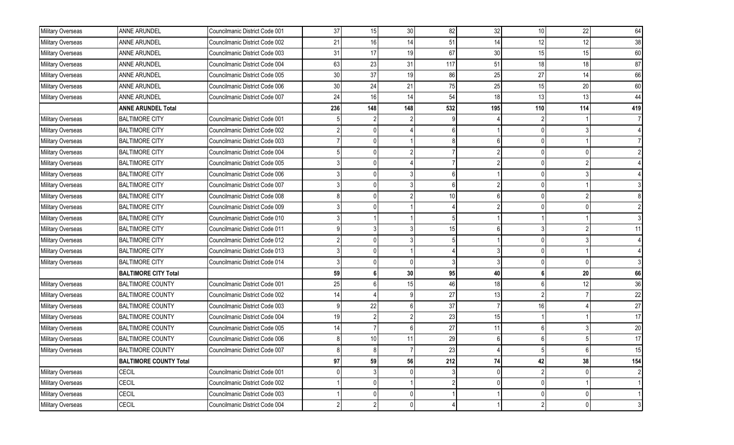| | | | | | | | | | | |
|---|---|---|---|---|---|---|---|---|---|---|
| Military Overseas | ANNE ARUNDEL | Councilmanic District Code 001 | 37 | 15 | 30 | 82 | 32 | 10 | 22 | 64 |
| Military Overseas | ANNE ARUNDEL | Councilmanic District Code 002 | 21 | 16 | 14 | 51 | 14 | 12 | 12 | 38 |
| Military Overseas | ANNE ARUNDEL | Councilmanic District Code 003 | 31 | 17 | 19 | 67 | 30 | 15 | 15 | 60 |
| Military Overseas | ANNE ARUNDEL | Councilmanic District Code 004 | 63 | 23 | 31 | 117 | 51 | 18 | 18 | 87 |
| Military Overseas | ANNE ARUNDEL | Councilmanic District Code 005 | 30 | 37 | 19 | 86 | 25 | 27 | 14 | 66 |
| Military Overseas | ANNE ARUNDEL | Councilmanic District Code 006 | 30 | 24 | 21 | 75 | 25 | 15 | 20 | 60 |
| Military Overseas | ANNE ARUNDEL | Councilmanic District Code 007 | 24 | 16 | 14 | 54 | 18 | 13 | 13 | 44 |
| | **ANNE ARUNDEL Total** | | **236** | **148** | **148** | **532** | **195** | **110** | **114** | **419** |
| Military Overseas | BALTIMORE CITY | Councilmanic District Code 001 | 5 | 2 | 2 | 9 | 4 | 2 | 1 | 7 |
| Military Overseas | BALTIMORE CITY | Councilmanic District Code 002 | 2 | 0 | 4 | 6 | 1 | 0 | 3 | 4 |
| Military Overseas | BALTIMORE CITY | Councilmanic District Code 003 | 7 | 0 | 1 | 8 | 6 | 0 | 1 | 7 |
| Military Overseas | BALTIMORE CITY | Councilmanic District Code 004 | 5 | 0 | 2 | 7 | 2 | 0 | 0 | 2 |
| Military Overseas | BALTIMORE CITY | Councilmanic District Code 005 | 3 | 0 | 4 | 7 | 2 | 0 | 2 | 4 |
| Military Overseas | BALTIMORE CITY | Councilmanic District Code 006 | 3 | 0 | 3 | 6 | 1 | 0 | 3 | 4 |
| Military Overseas | BALTIMORE CITY | Councilmanic District Code 007 | 3 | 0 | 3 | 6 | 2 | 0 | 1 | 3 |
| Military Overseas | BALTIMORE CITY | Councilmanic District Code 008 | 8 | 0 | 2 | 10 | 6 | 0 | 2 | 8 |
| Military Overseas | BALTIMORE CITY | Councilmanic District Code 009 | 3 | 0 | 1 | 4 | 2 | 0 | 0 | 2 |
| Military Overseas | BALTIMORE CITY | Councilmanic District Code 010 | 3 | 1 | 1 | 5 | 1 | 1 | 1 | 3 |
| Military Overseas | BALTIMORE CITY | Councilmanic District Code 011 | 9 | 3 | 3 | 15 | 6 | 3 | 2 | 11 |
| Military Overseas | BALTIMORE CITY | Councilmanic District Code 012 | 2 | 0 | 3 | 5 | 1 | 0 | 3 | 4 |
| Military Overseas | BALTIMORE CITY | Councilmanic District Code 013 | 3 | 0 | 1 | 4 | 3 | 0 | 1 | 4 |
| Military Overseas | BALTIMORE CITY | Councilmanic District Code 014 | 3 | 0 | 0 | 3 | 3 | 0 | 0 | 3 |
| | **BALTIMORE CITY Total** | | **59** | **6** | **30** | **95** | **40** | **6** | **20** | **66** |
| Military Overseas | BALTIMORE COUNTY | Councilmanic District Code 001 | 25 | 6 | 15 | 46 | 18 | 6 | 12 | 36 |
| Military Overseas | BALTIMORE COUNTY | Councilmanic District Code 002 | 14 | 4 | 9 | 27 | 13 | 2 | 7 | 22 |
| Military Overseas | BALTIMORE COUNTY | Councilmanic District Code 003 | 9 | 22 | 6 | 37 | 7 | 16 | 4 | 27 |
| Military Overseas | BALTIMORE COUNTY | Councilmanic District Code 004 | 19 | 2 | 2 | 23 | 15 | 1 | 1 | 17 |
| Military Overseas | BALTIMORE COUNTY | Councilmanic District Code 005 | 14 | 7 | 6 | 27 | 11 | 6 | 3 | 20 |
| Military Overseas | BALTIMORE COUNTY | Councilmanic District Code 006 | 8 | 10 | 11 | 29 | 6 | 6 | 5 | 17 |
| Military Overseas | BALTIMORE COUNTY | Councilmanic District Code 007 | 8 | 8 | 7 | 23 | 4 | 5 | 6 | 15 |
| | **BALTIMORE COUNTY Total** | | **97** | **59** | **56** | **212** | **74** | **42** | **38** | **154** |
| Military Overseas | CECIL | Councilmanic District Code 001 | 0 | 3 | 0 | 3 | 0 | 2 | 0 | 2 |
| Military Overseas | CECIL | Councilmanic District Code 002 | 1 | 0 | 1 | 2 | 0 | 0 | 1 | 1 |
| Military Overseas | CECIL | Councilmanic District Code 003 | 1 | 0 | 0 | 1 | 1 | 0 | 0 | 1 |
| Military Overseas | CECIL | Councilmanic District Code 004 | 2 | 2 | 0 | 4 | 1 | 2 | 0 | 3 |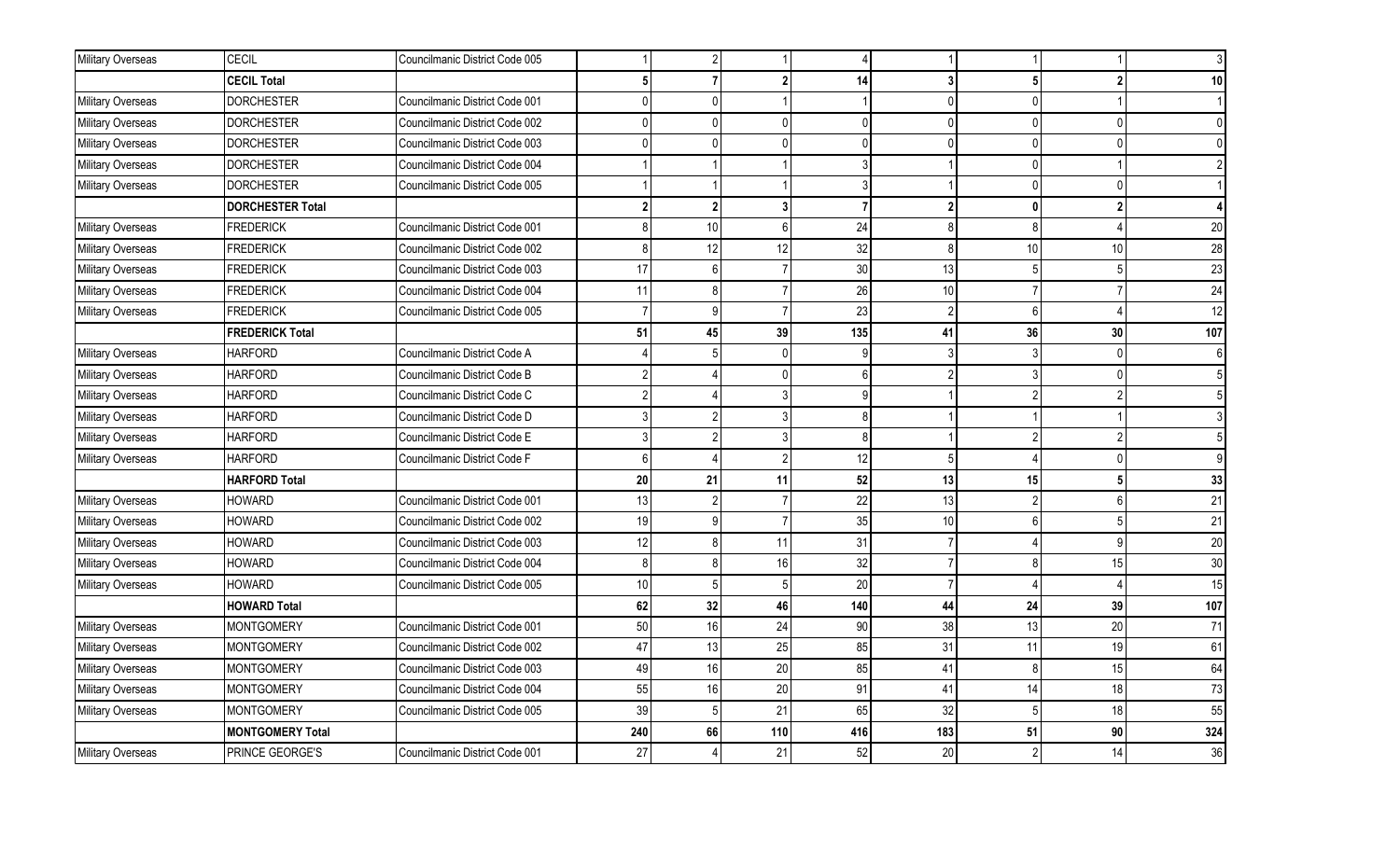| | | | | | | | | | | |
|---|---|---|---|---|---|---|---|---|---|---|
| Military Overseas | CECIL | Councilmanic District Code 005 | 1 | 2 | 1 | 4 | 1 | 1 | 1 | 3 |
| | **CECIL Total** | | **5** | **7** | **2** | **14** | **3** | **5** | **2** | **10** |
| Military Overseas | DORCHESTER | Councilmanic District Code 001 | 0 | 0 | 1 | 1 | 0 | 0 | 1 | 1 |
| Military Overseas | DORCHESTER | Councilmanic District Code 002 | 0 | 0 | 0 | 0 | 0 | 0 | 0 | 0 |
| Military Overseas | DORCHESTER | Councilmanic District Code 003 | 0 | 0 | 0 | 0 | 0 | 0 | 0 | 0 |
| Military Overseas | DORCHESTER | Councilmanic District Code 004 | 1 | 1 | 1 | 3 | 1 | 0 | 1 | 2 |
| Military Overseas | DORCHESTER | Councilmanic District Code 005 | 1 | 1 | 1 | 3 | 1 | 0 | 0 | 1 |
| | **DORCHESTER Total** | | **2** | **2** | **3** | **7** | **2** | **0** | **2** | **4** |
| Military Overseas | FREDERICK | Councilmanic District Code 001 | 8 | 10 | 6 | 24 | 8 | 8 | 4 | 20 |
| Military Overseas | FREDERICK | Councilmanic District Code 002 | 8 | 12 | 12 | 32 | 8 | 10 | 10 | 28 |
| Military Overseas | FREDERICK | Councilmanic District Code 003 | 17 | 6 | 7 | 30 | 13 | 5 | 5 | 23 |
| Military Overseas | FREDERICK | Councilmanic District Code 004 | 11 | 8 | 7 | 26 | 10 | 7 | 7 | 24 |
| Military Overseas | FREDERICK | Councilmanic District Code 005 | 7 | 9 | 7 | 23 | 2 | 6 | 4 | 12 |
| | **FREDERICK Total** | | **51** | **45** | **39** | **135** | **41** | **36** | **30** | **107** |
| Military Overseas | HARFORD | Councilmanic District Code A | 4 | 5 | 0 | 9 | 3 | 3 | 0 | 6 |
| Military Overseas | HARFORD | Councilmanic District Code B | 2 | 4 | 0 | 6 | 2 | 3 | 0 | 5 |
| Military Overseas | HARFORD | Councilmanic District Code C | 2 | 4 | 3 | 9 | 1 | 2 | 2 | 5 |
| Military Overseas | HARFORD | Councilmanic District Code D | 3 | 2 | 3 | 8 | 1 | 1 | 1 | 3 |
| Military Overseas | HARFORD | Councilmanic District Code E | 3 | 2 | 3 | 8 | 1 | 2 | 2 | 5 |
| Military Overseas | HARFORD | Councilmanic District Code F | 6 | 4 | 2 | 12 | 5 | 4 | 0 | 9 |
| | **HARFORD Total** | | **20** | **21** | **11** | **52** | **13** | **15** | **5** | **33** |
| Military Overseas | HOWARD | Councilmanic District Code 001 | 13 | 2 | 7 | 22 | 13 | 2 | 6 | 21 |
| Military Overseas | HOWARD | Councilmanic District Code 002 | 19 | 9 | 7 | 35 | 10 | 6 | 5 | 21 |
| Military Overseas | HOWARD | Councilmanic District Code 003 | 12 | 8 | 11 | 31 | 7 | 4 | 9 | 20 |
| Military Overseas | HOWARD | Councilmanic District Code 004 | 8 | 8 | 16 | 32 | 7 | 8 | 15 | 30 |
| Military Overseas | HOWARD | Councilmanic District Code 005 | 10 | 5 | 5 | 20 | 7 | 4 | 4 | 15 |
| | **HOWARD Total** | | **62** | **32** | **46** | **140** | **44** | **24** | **39** | **107** |
| Military Overseas | MONTGOMERY | Councilmanic District Code 001 | 50 | 16 | 24 | 90 | 38 | 13 | 20 | 71 |
| Military Overseas | MONTGOMERY | Councilmanic District Code 002 | 47 | 13 | 25 | 85 | 31 | 11 | 19 | 61 |
| Military Overseas | MONTGOMERY | Councilmanic District Code 003 | 49 | 16 | 20 | 85 | 41 | 8 | 15 | 64 |
| Military Overseas | MONTGOMERY | Councilmanic District Code 004 | 55 | 16 | 20 | 91 | 41 | 14 | 18 | 73 |
| Military Overseas | MONTGOMERY | Councilmanic District Code 005 | 39 | 5 | 21 | 65 | 32 | 5 | 18 | 55 |
| | **MONTGOMERY Total** | | **240** | **66** | **110** | **416** | **183** | **51** | **90** | **324** |
| Military Overseas | PRINCE GEORGE'S | Councilmanic District Code 001 | 27 | 4 | 21 | 52 | 20 | 2 | 14 | 36 |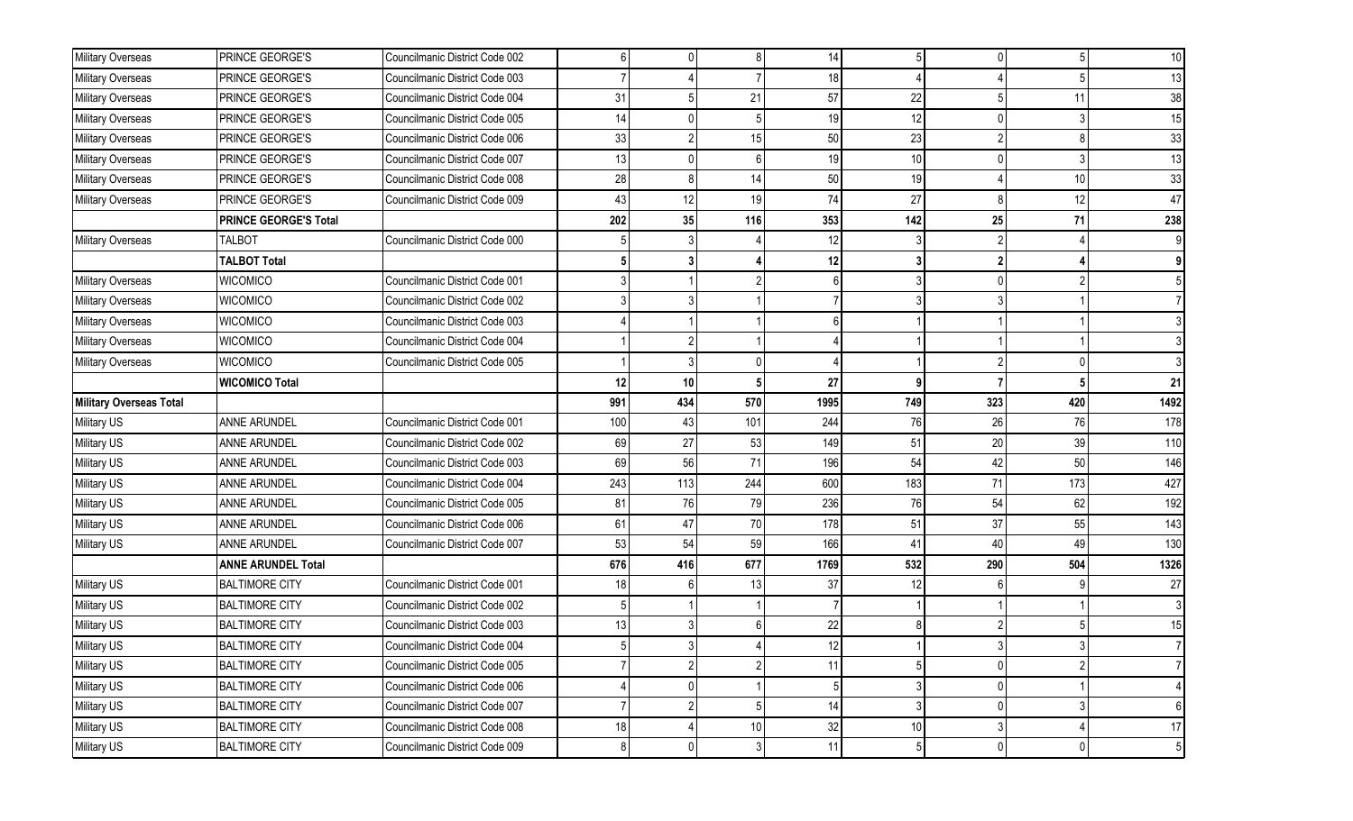| | | | | | | | | | | |
|---|---|---|---|---|---|---|---|---|---|---|
| Military Overseas | PRINCE GEORGE'S | Councilmanic District Code 002 | 6 | 0 | 8 | 14 | 5 | 0 | 5 | 10 |
| Military Overseas | PRINCE GEORGE'S | Councilmanic District Code 003 | 7 | 4 | 7 | 18 | 4 | 4 | 5 | 13 |
| Military Overseas | PRINCE GEORGE'S | Councilmanic District Code 004 | 31 | 5 | 21 | 57 | 22 | 5 | 11 | 38 |
| Military Overseas | PRINCE GEORGE'S | Councilmanic District Code 005 | 14 | 0 | 5 | 19 | 12 | 0 | 3 | 15 |
| Military Overseas | PRINCE GEORGE'S | Councilmanic District Code 006 | 33 | 2 | 15 | 50 | 23 | 2 | 8 | 33 |
| Military Overseas | PRINCE GEORGE'S | Councilmanic District Code 007 | 13 | 0 | 6 | 19 | 10 | 0 | 3 | 13 |
| Military Overseas | PRINCE GEORGE'S | Councilmanic District Code 008 | 28 | 8 | 14 | 50 | 19 | 4 | 10 | 33 |
| Military Overseas | PRINCE GEORGE'S | Councilmanic District Code 009 | 43 | 12 | 19 | 74 | 27 | 8 | 12 | 47 |
| | **PRINCE GEORGE'S Total** | | **202** | **35** | **116** | **353** | **142** | **25** | **71** | **238** |
| Military Overseas | TALBOT | Councilmanic District Code 000 | 5 | 3 | 4 | 12 | 3 | 2 | 4 | 9 |
| | **TALBOT Total** | | **5** | **3** | **4** | **12** | **3** | **2** | **4** | **9** |
| Military Overseas | WICOMICO | Councilmanic District Code 001 | 3 | 1 | 2 | 6 | 3 | 0 | 2 | 5 |
| Military Overseas | WICOMICO | Councilmanic District Code 002 | 3 | 3 | 1 | 7 | 3 | 3 | 1 | 7 |
| Military Overseas | WICOMICO | Councilmanic District Code 003 | 4 | 1 | 1 | 6 | 1 | 1 | 1 | 3 |
| Military Overseas | WICOMICO | Councilmanic District Code 004 | 1 | 2 | 1 | 4 | 1 | 1 | 1 | 3 |
| Military Overseas | WICOMICO | Councilmanic District Code 005 | 1 | 3 | 0 | 4 | 1 | 2 | 0 | 3 |
| | **WICOMICO Total** | | **12** | **10** | **5** | **27** | **9** | **7** | **5** | **21** |
| **Military Overseas Total** | | | **991** | **434** | **570** | **1995** | **749** | **323** | **420** | **1492** |
| Military US | ANNE ARUNDEL | Councilmanic District Code 001 | 100 | 43 | 101 | 244 | 76 | 26 | 76 | 178 |
| Military US | ANNE ARUNDEL | Councilmanic District Code 002 | 69 | 27 | 53 | 149 | 51 | 20 | 39 | 110 |
| Military US | ANNE ARUNDEL | Councilmanic District Code 003 | 69 | 56 | 71 | 196 | 54 | 42 | 50 | 146 |
| Military US | ANNE ARUNDEL | Councilmanic District Code 004 | 243 | 113 | 244 | 600 | 183 | 71 | 173 | 427 |
| Military US | ANNE ARUNDEL | Councilmanic District Code 005 | 81 | 76 | 79 | 236 | 76 | 54 | 62 | 192 |
| Military US | ANNE ARUNDEL | Councilmanic District Code 006 | 61 | 47 | 70 | 178 | 51 | 37 | 55 | 143 |
| Military US | ANNE ARUNDEL | Councilmanic District Code 007 | 53 | 54 | 59 | 166 | 41 | 40 | 49 | 130 |
| | **ANNE ARUNDEL Total** | | **676** | **416** | **677** | **1769** | **532** | **290** | **504** | **1326** |
| Military US | BALTIMORE CITY | Councilmanic District Code 001 | 18 | 6 | 13 | 37 | 12 | 6 | 9 | 27 |
| Military US | BALTIMORE CITY | Councilmanic District Code 002 | 5 | 1 | 1 | 7 | 1 | 1 | 1 | 3 |
| Military US | BALTIMORE CITY | Councilmanic District Code 003 | 13 | 3 | 6 | 22 | 8 | 2 | 5 | 15 |
| Military US | BALTIMORE CITY | Councilmanic District Code 004 | 5 | 3 | 4 | 12 | 1 | 3 | 3 | 7 |
| Military US | BALTIMORE CITY | Councilmanic District Code 005 | 7 | 2 | 2 | 11 | 5 | 0 | 2 | 7 |
| Military US | BALTIMORE CITY | Councilmanic District Code 006 | 4 | 0 | 1 | 5 | 3 | 0 | 1 | 4 |
| Military US | BALTIMORE CITY | Councilmanic District Code 007 | 7 | 2 | 5 | 14 | 3 | 0 | 3 | 6 |
| Military US | BALTIMORE CITY | Councilmanic District Code 008 | 18 | 4 | 10 | 32 | 10 | 3 | 4 | 17 |
| Military US | BALTIMORE CITY | Councilmanic District Code 009 | 8 | 0 | 3 | 11 | 5 | 0 | 0 | 5 |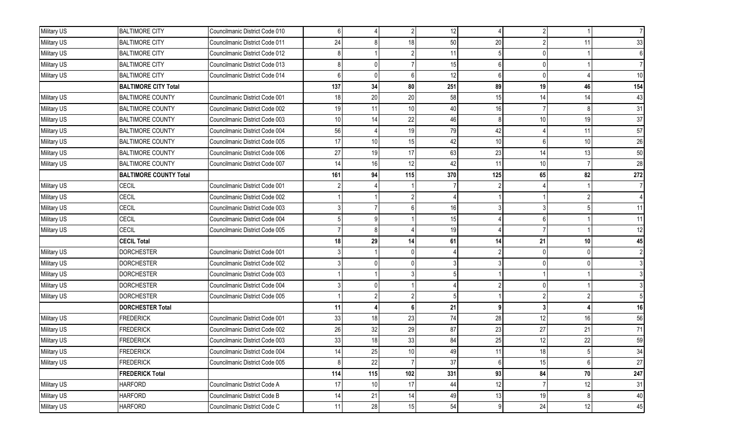| | | | | | | | | | | |
|---|---|---|---|---|---|---|---|---|---|---|
| Military US | BALTIMORE CITY | Councilmanic District Code 010 | 6 | 4 | 2 | 12 | 4 | 2 | 1 | 7 |
| Military US | BALTIMORE CITY | Councilmanic District Code 011 | 24 | 8 | 18 | 50 | 20 | 2 | 11 | 33 |
| Military US | BALTIMORE CITY | Councilmanic District Code 012 | 8 | 1 | 2 | 11 | 5 | 0 | 1 | 6 |
| Military US | BALTIMORE CITY | Councilmanic District Code 013 | 8 | 0 | 7 | 15 | 6 | 0 | 1 | 7 |
| Military US | BALTIMORE CITY | Councilmanic District Code 014 | 6 | 0 | 6 | 12 | 6 | 0 | 4 | 10 |
| | **BALTIMORE CITY Total** | | **137** | **34** | **80** | **251** | **89** | **19** | **46** | **154** |
| Military US | BALTIMORE COUNTY | Councilmanic District Code 001 | 18 | 20 | 20 | 58 | 15 | 14 | 14 | 43 |
| Military US | BALTIMORE COUNTY | Councilmanic District Code 002 | 19 | 11 | 10 | 40 | 16 | 7 | 8 | 31 |
| Military US | BALTIMORE COUNTY | Councilmanic District Code 003 | 10 | 14 | 22 | 46 | 8 | 10 | 19 | 37 |
| Military US | BALTIMORE COUNTY | Councilmanic District Code 004 | 56 | 4 | 19 | 79 | 42 | 4 | 11 | 57 |
| Military US | BALTIMORE COUNTY | Councilmanic District Code 005 | 17 | 10 | 15 | 42 | 10 | 6 | 10 | 26 |
| Military US | BALTIMORE COUNTY | Councilmanic District Code 006 | 27 | 19 | 17 | 63 | 23 | 14 | 13 | 50 |
| Military US | BALTIMORE COUNTY | Councilmanic District Code 007 | 14 | 16 | 12 | 42 | 11 | 10 | 7 | 28 |
| | **BALTIMORE COUNTY Total** | | **161** | **94** | **115** | **370** | **125** | **65** | **82** | **272** |
| Military US | CECIL | Councilmanic District Code 001 | 2 | 4 | 1 | 7 | 2 | 4 | 1 | 7 |
| Military US | CECIL | Councilmanic District Code 002 | 1 | 1 | 2 | 4 | 1 | 1 | 2 | 4 |
| Military US | CECIL | Councilmanic District Code 003 | 3 | 7 | 6 | 16 | 3 | 3 | 5 | 11 |
| Military US | CECIL | Councilmanic District Code 004 | 5 | 9 | 1 | 15 | 4 | 6 | 1 | 11 |
| Military US | CECIL | Councilmanic District Code 005 | 7 | 8 | 4 | 19 | 4 | 7 | 1 | 12 |
| | **CECIL Total** | | **18** | **29** | **14** | **61** | **14** | **21** | **10** | **45** |
| Military US | DORCHESTER | Councilmanic District Code 001 | 3 | 1 | 0 | 4 | 2 | 0 | 0 | 2 |
| Military US | DORCHESTER | Councilmanic District Code 002 | 3 | 0 | 0 | 3 | 3 | 0 | 0 | 3 |
| Military US | DORCHESTER | Councilmanic District Code 003 | 1 | 1 | 3 | 5 | 1 | 1 | 1 | 3 |
| Military US | DORCHESTER | Councilmanic District Code 004 | 3 | 0 | 1 | 4 | 2 | 0 | 1 | 3 |
| Military US | DORCHESTER | Councilmanic District Code 005 | 1 | 2 | 2 | 5 | 1 | 2 | 2 | 5 |
| | **DORCHESTER Total** | | **11** | **4** | **6** | **21** | **9** | **3** | **4** | **16** |
| Military US | FREDERICK | Councilmanic District Code 001 | 33 | 18 | 23 | 74 | 28 | 12 | 16 | 56 |
| Military US | FREDERICK | Councilmanic District Code 002 | 26 | 32 | 29 | 87 | 23 | 27 | 21 | 71 |
| Military US | FREDERICK | Councilmanic District Code 003 | 33 | 18 | 33 | 84 | 25 | 12 | 22 | 59 |
| Military US | FREDERICK | Councilmanic District Code 004 | 14 | 25 | 10 | 49 | 11 | 18 | 5 | 34 |
| Military US | FREDERICK | Councilmanic District Code 005 | 8 | 22 | 7 | 37 | 6 | 15 | 6 | 27 |
| | **FREDERICK Total** | | **114** | **115** | **102** | **331** | **93** | **84** | **70** | **247** |
| Military US | HARFORD | Councilmanic District Code A | 17 | 10 | 17 | 44 | 12 | 7 | 12 | 31 |
| Military US | HARFORD | Councilmanic District Code B | 14 | 21 | 14 | 49 | 13 | 19 | 8 | 40 |
| Military US | HARFORD | Councilmanic District Code C | 11 | 28 | 15 | 54 | 9 | 24 | 12 | 45 |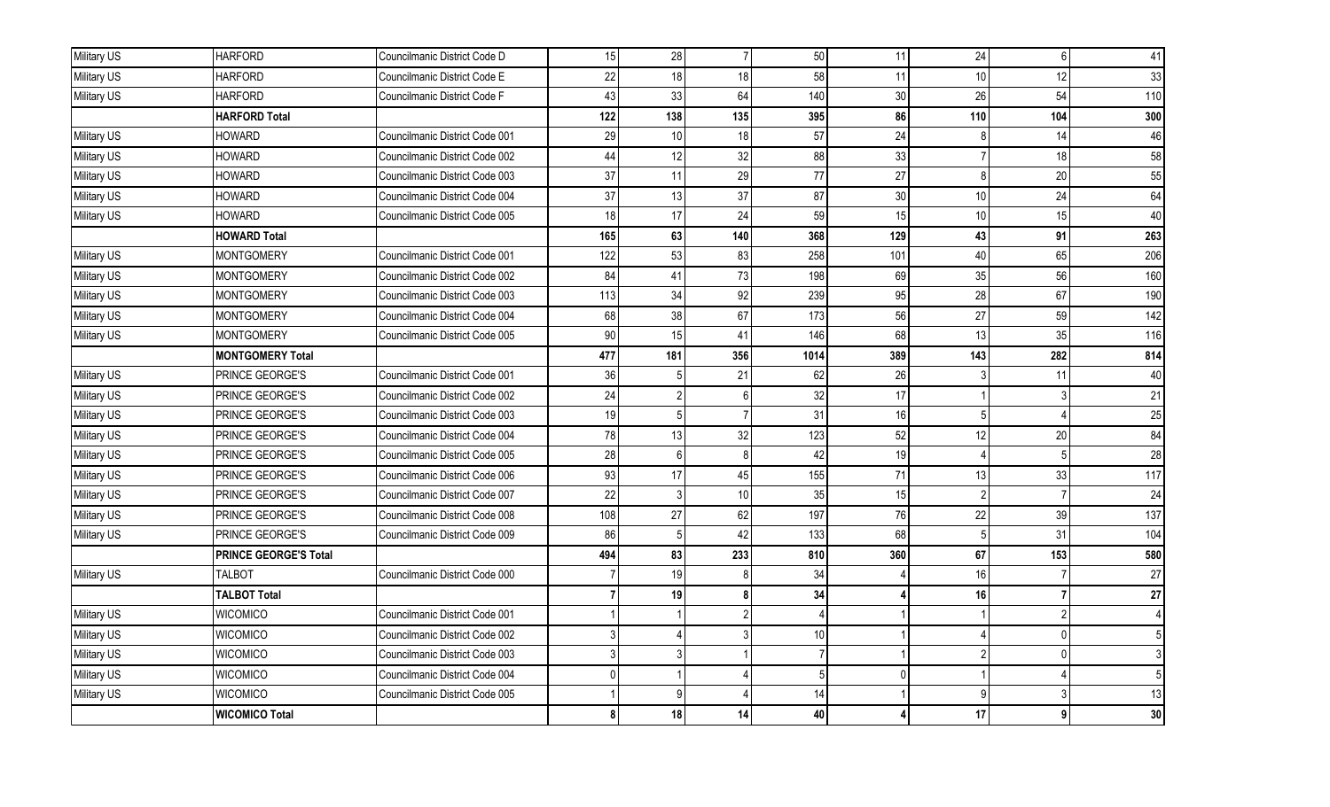| | | | | | | | | | | |
|---|---|---|---|---|---|---|---|---|---|---|
| Military US | HARFORD | Councilmanic District Code D | 15 | 28 | 7 | 50 | 11 | 24 | 6 | 41 |
| Military US | HARFORD | Councilmanic District Code E | 22 | 18 | 18 | 58 | 11 | 10 | 12 | 33 |
| Military US | HARFORD | Councilmanic District Code F | 43 | 33 | 64 | 140 | 30 | 26 | 54 | 110 |
| | **HARFORD Total** | | **122** | **138** | **135** | **395** | **86** | **110** | **104** | **300** |
| Military US | HOWARD | Councilmanic District Code 001 | 29 | 10 | 18 | 57 | 24 | 8 | 14 | 46 |
| Military US | HOWARD | Councilmanic District Code 002 | 44 | 12 | 32 | 88 | 33 | 7 | 18 | 58 |
| Military US | HOWARD | Councilmanic District Code 003 | 37 | 11 | 29 | 77 | 27 | 8 | 20 | 55 |
| Military US | HOWARD | Councilmanic District Code 004 | 37 | 13 | 37 | 87 | 30 | 10 | 24 | 64 |
| Military US | HOWARD | Councilmanic District Code 005 | 18 | 17 | 24 | 59 | 15 | 10 | 15 | 40 |
| | **HOWARD Total** | | **165** | **63** | **140** | **368** | **129** | **43** | **91** | **263** |
| Military US | MONTGOMERY | Councilmanic District Code 001 | 122 | 53 | 83 | 258 | 101 | 40 | 65 | 206 |
| Military US | MONTGOMERY | Councilmanic District Code 002 | 84 | 41 | 73 | 198 | 69 | 35 | 56 | 160 |
| Military US | MONTGOMERY | Councilmanic District Code 003 | 113 | 34 | 92 | 239 | 95 | 28 | 67 | 190 |
| Military US | MONTGOMERY | Councilmanic District Code 004 | 68 | 38 | 67 | 173 | 56 | 27 | 59 | 142 |
| Military US | MONTGOMERY | Councilmanic District Code 005 | 90 | 15 | 41 | 146 | 68 | 13 | 35 | 116 |
| | **MONTGOMERY Total** | | **477** | **181** | **356** | **1014** | **389** | **143** | **282** | **814** |
| Military US | PRINCE GEORGE'S | Councilmanic District Code 001 | 36 | 5 | 21 | 62 | 26 | 3 | 11 | 40 |
| Military US | PRINCE GEORGE'S | Councilmanic District Code 002 | 24 | 2 | 6 | 32 | 17 | 1 | 3 | 21 |
| Military US | PRINCE GEORGE'S | Councilmanic District Code 003 | 19 | 5 | 7 | 31 | 16 | 5 | 4 | 25 |
| Military US | PRINCE GEORGE'S | Councilmanic District Code 004 | 78 | 13 | 32 | 123 | 52 | 12 | 20 | 84 |
| Military US | PRINCE GEORGE'S | Councilmanic District Code 005 | 28 | 6 | 8 | 42 | 19 | 4 | 5 | 28 |
| Military US | PRINCE GEORGE'S | Councilmanic District Code 006 | 93 | 17 | 45 | 155 | 71 | 13 | 33 | 117 |
| Military US | PRINCE GEORGE'S | Councilmanic District Code 007 | 22 | 3 | 10 | 35 | 15 | 2 | 7 | 24 |
| Military US | PRINCE GEORGE'S | Councilmanic District Code 008 | 108 | 27 | 62 | 197 | 76 | 22 | 39 | 137 |
| Military US | PRINCE GEORGE'S | Councilmanic District Code 009 | 86 | 5 | 42 | 133 | 68 | 5 | 31 | 104 |
| | **PRINCE GEORGE'S Total** | | **494** | **83** | **233** | **810** | **360** | **67** | **153** | **580** |
| Military US | TALBOT | Councilmanic District Code 000 | 7 | 19 | 8 | 34 | 4 | 16 | 7 | 27 |
| | **TALBOT Total** | | **7** | **19** | **8** | **34** | **4** | **16** | **7** | **27** |
| Military US | WICOMICO | Councilmanic District Code 001 | 1 | 1 | 2 | 4 | 1 | 1 | 2 | 4 |
| Military US | WICOMICO | Councilmanic District Code 002 | 3 | 4 | 3 | 10 | 1 | 4 | 0 | 5 |
| Military US | WICOMICO | Councilmanic District Code 003 | 3 | 3 | 1 | 7 | 1 | 2 | 0 | 3 |
| Military US | WICOMICO | Councilmanic District Code 004 | 0 | 1 | 4 | 5 | 0 | 1 | 4 | 5 |
| Military US | WICOMICO | Councilmanic District Code 005 | 1 | 9 | 4 | 14 | 1 | 9 | 3 | 13 |
| | **WICOMICO Total** | | **8** | **18** | **14** | **40** | **4** | **17** | **9** | **30** |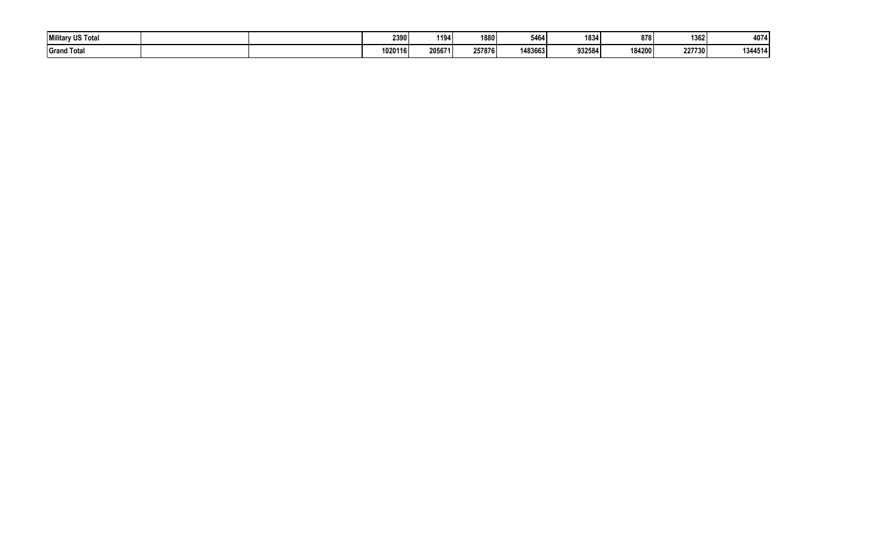| | | | | | | | | | | |
|---|---|---|---|---|---|---|---|---|---|---|
| **Military US Total** | | | **2390** | **1194** | **1880** | **5464** | **1834** | **878** | **1362** | **4074** |
| **Grand Total** | | | **1020116** | **205671** | **257876** | **1483663** | **932584** | **184200** | **227730** | **1344514** |